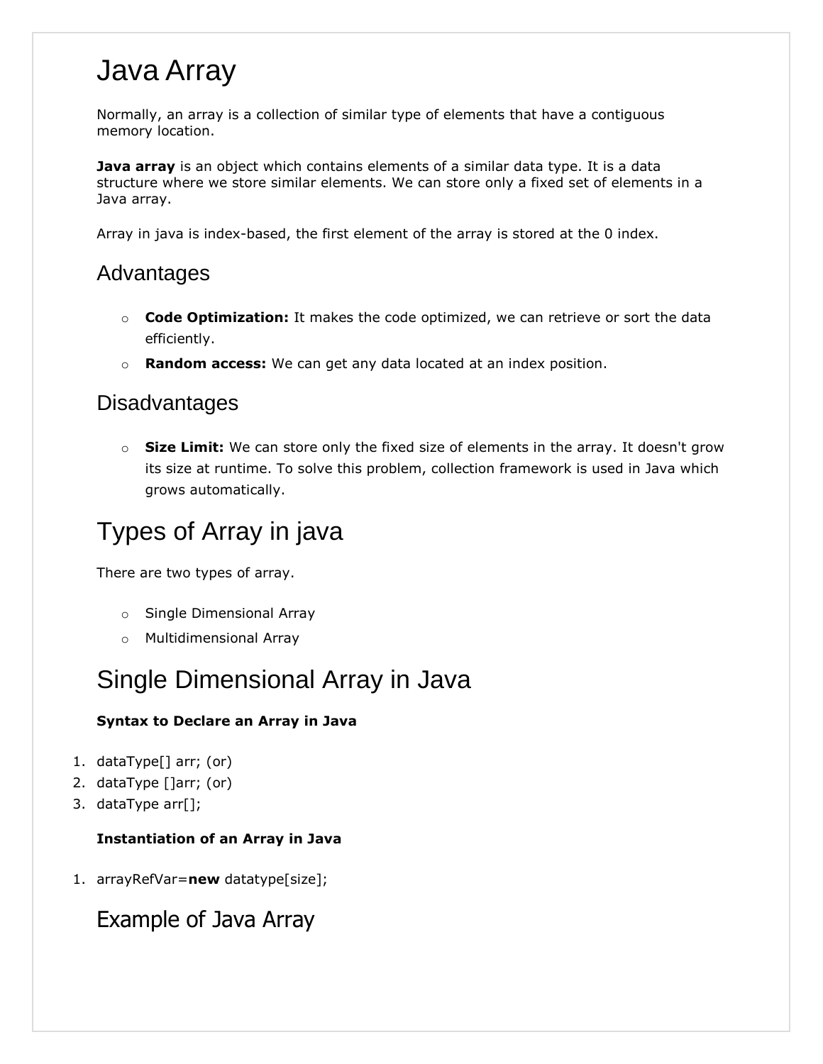# Java Array

Normally, an array is a collection of similar type of elements that have a contiguous memory location.

**Java array** is an object which contains elements of a similar data type. It is a data structure where we store similar elements. We can store only a fixed set of elements in a Java array.

Array in java is index-based, the first element of the array is stored at the 0 index.

## Advantages

- **Code Optimization:** It makes the code optimized, we can retrieve or sort the data efficiently.
- **Random access:** We can get any data located at an index position.

## Disadvantages

- **Size Limit:** We can store only the fixed size of elements in the array. It doesn't grow its size at runtime. To solve this problem, collection framework is used in Java which grows automatically.

# Types of Array in java

There are two types of array.

- Single Dimensional Array
- Multidimensional Array

# Single Dimensional Array in Java

**Syntax to Declare an Array in Java**

1. dataType[] arr; (or)
2. dataType []arr; (or)
3. dataType arr[];

**Instantiation of an Array in Java**

1. arrayRefVar=**new** datatype[size];

## Example of Java Array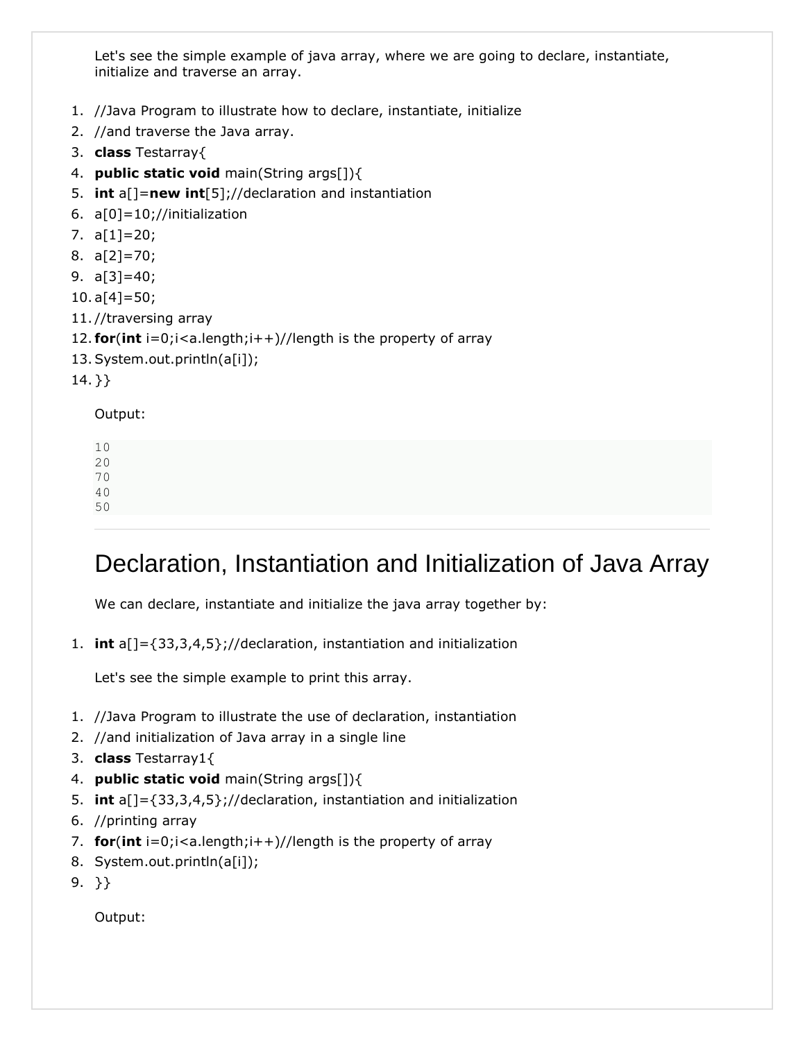Let's see the simple example of java array, where we are going to declare, instantiate, initialize and traverse an array.

```
//Java Program to illustrate how to declare, instantiate, initialize
//and traverse the Java array.
class Testarray{
public static void main(String args[]){
int a[]=new int[5];//declaration and instantiation
a[0]=10;//initialization
a[1]=20;
a[2]=70;
a[3]=40;
a[4]=50;
//traversing array
for(int i=0;i<a.length;i++)//length is the property of array
System.out.println(a[i]);
}}
```

Output:

```
10
20
70
40
50
```

## Declaration, Instantiation and Initialization of Java Array

We can declare, instantiate and initialize the java array together by:

```
int a[]={33,3,4,5};//declaration, instantiation and initialization
```

Let's see the simple example to print this array.

```
//Java Program to illustrate the use of declaration, instantiation
//and initialization of Java array in a single line
class Testarray1{
public static void main(String args[]){
int a[]={33,3,4,5};//declaration, instantiation and initialization
//printing array
for(int i=0;i<a.length;i++)//length is the property of array
System.out.println(a[i]);
}}
```

Output: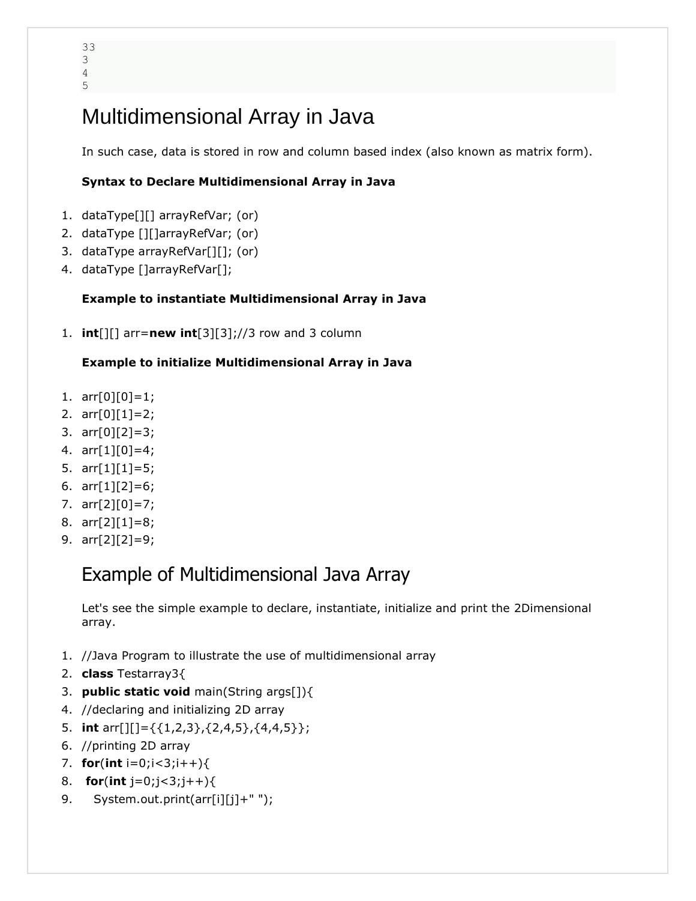```
33
3
4
5
```

# Multidimensional Array in Java

In such case, data is stored in row and column based index (also known as matrix form).

**Syntax to Declare Multidimensional Array in Java**

```
dataType[][] arrayRefVar; (or)
dataType [][]arrayRefVar; (or)
dataType arrayRefVar[][]; (or)
dataType []arrayRefVar[];
```

**Example to instantiate Multidimensional Array in Java**

```java
int[][] arr=new int[3][3];//3 row and 3 column
```

**Example to initialize Multidimensional Array in Java**

```java
arr[0][0]=1;
arr[0][1]=2;
arr[0][2]=3;
arr[1][0]=4;
arr[1][1]=5;
arr[1][2]=6;
arr[2][0]=7;
arr[2][1]=8;
arr[2][2]=9;
```

# Example of Multidimensional Java Array

Let's see the simple example to declare, instantiate, initialize and print the 2Dimensional array.

```java
//Java Program to illustrate the use of multidimensional array
class Testarray3{
public static void main(String args[]){
//declaring and initializing 2D array
int arr[][]={{1,2,3},{2,4,5},{4,4,5}};
//printing 2D array
for(int i=0;i<3;i++){
 for(int j=0;j<3;j++){
   System.out.print(arr[i][j]+" ");
```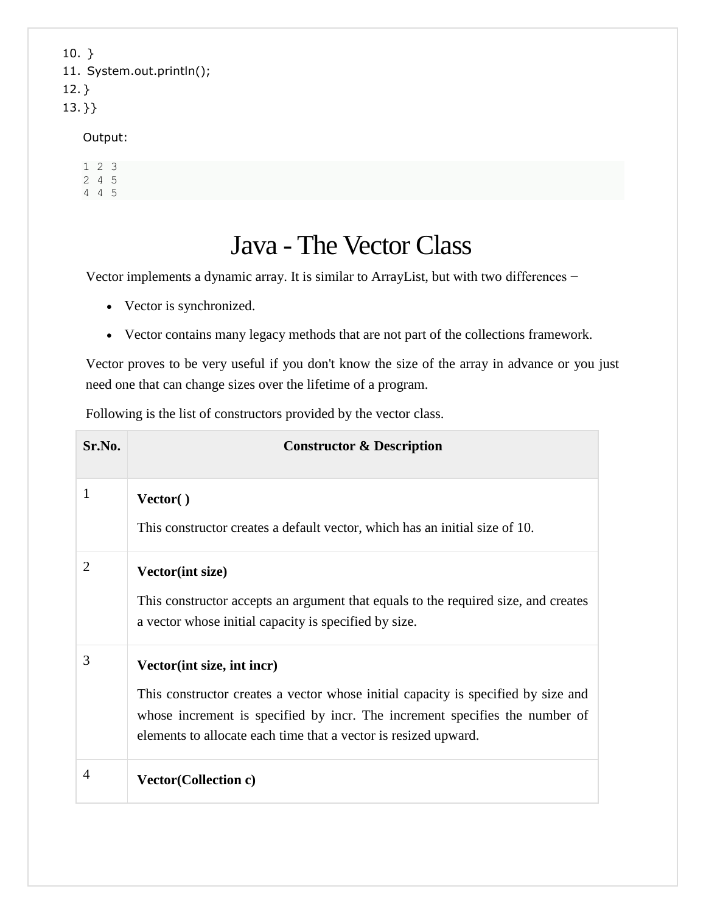```
10. }
11. System.out.println();
12. }
13. }}
```

Output:

```
1 2 3
2 4 5
4 4 5
```

# Java - The Vector Class

Vector implements a dynamic array. It is similar to ArrayList, but with two differences −

- Vector is synchronized.
- Vector contains many legacy methods that are not part of the collections framework.

Vector proves to be very useful if you don't know the size of the array in advance or you just need one that can change sizes over the lifetime of a program.

Following is the list of constructors provided by the vector class.

| Sr.No. | Constructor & Description |
|---|---|
| 1 | **Vector( )**<br><br>This constructor creates a default vector, which has an initial size of 10. |
| 2 | **Vector(int size)**<br><br>This constructor accepts an argument that equals to the required size, and creates a vector whose initial capacity is specified by size. |
| 3 | **Vector(int size, int incr)**<br><br>This constructor creates a vector whose initial capacity is specified by size and whose increment is specified by incr. The increment specifies the number of elements to allocate each time that a vector is resized upward. |
| 4 | **Vector(Collection c)** |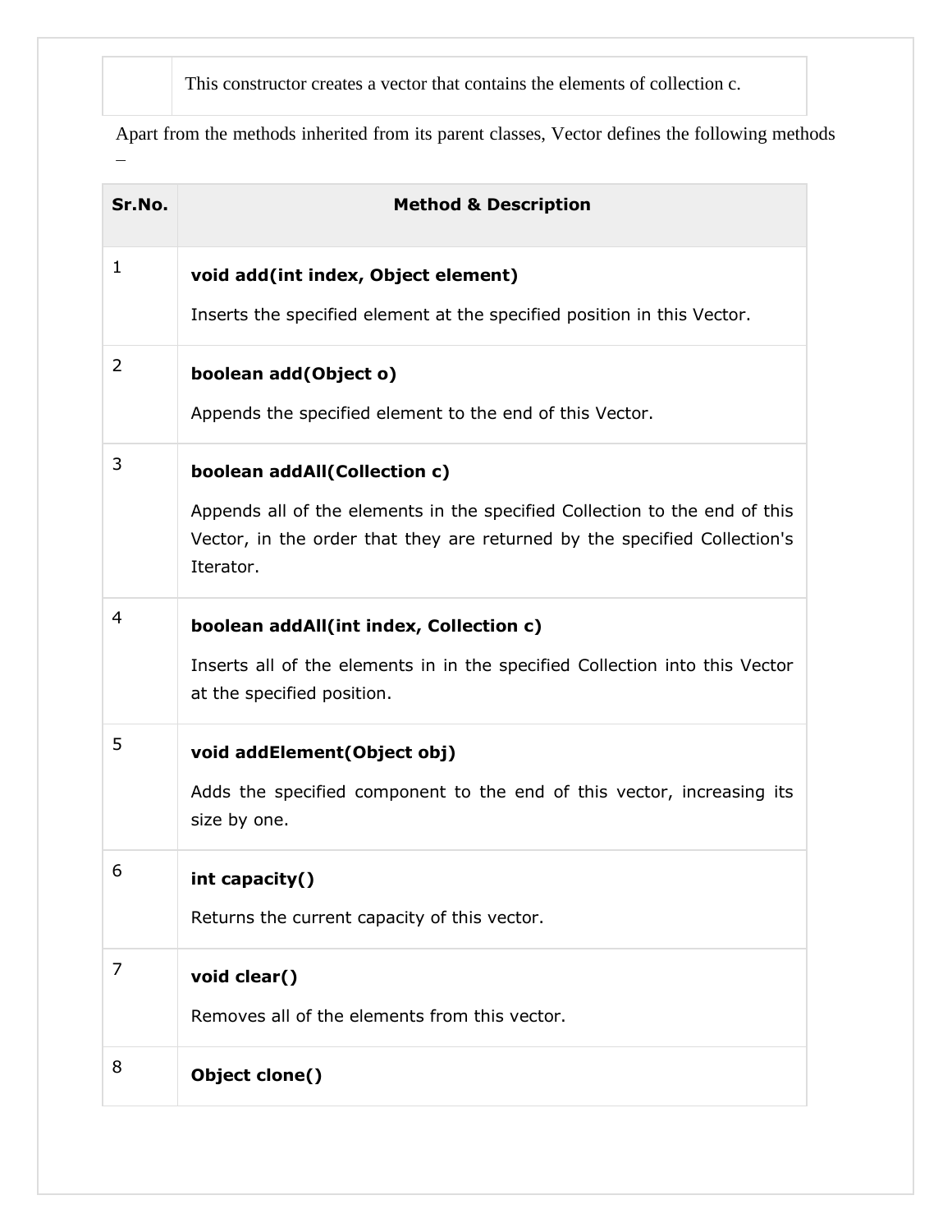| | |
|---|---|
| | This constructor creates a vector that contains the elements of collection c. |

Apart from the methods inherited from its parent classes, Vector defines the following methods –

| Sr.No. | Method & Description |
|---|---|
| 1 | **void add(int index, Object element)** Inserts the specified element at the specified position in this Vector. |
| 2 | **boolean add(Object o)** Appends the specified element to the end of this Vector. |
| 3 | **boolean addAll(Collection c)** Appends all of the elements in the specified Collection to the end of this Vector, in the order that they are returned by the specified Collection's Iterator. |
| 4 | **boolean addAll(int index, Collection c)** Inserts all of the elements in in the specified Collection into this Vector at the specified position. |
| 5 | **void addElement(Object obj)** Adds the specified component to the end of this vector, increasing its size by one. |
| 6 | **int capacity()** Returns the current capacity of this vector. |
| 7 | **void clear()** Removes all of the elements from this vector. |
| 8 | **Object clone()** |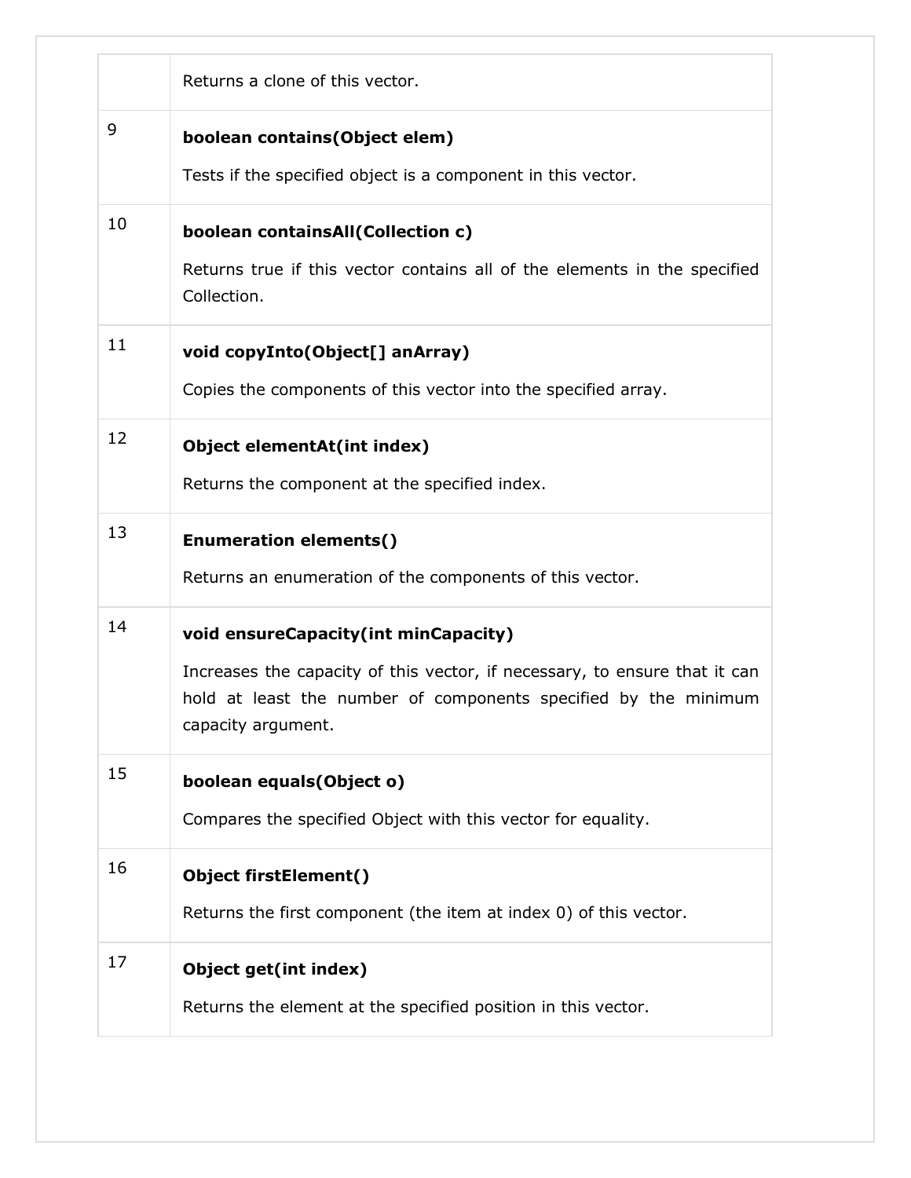| | |
|---|---|
| | Returns a clone of this vector. |
| 9 | **boolean contains(Object elem)**<br><br>Tests if the specified object is a component in this vector. |
| 10 | **boolean containsAll(Collection c)**<br><br>Returns true if this vector contains all of the elements in the specified Collection. |
| 11 | **void copyInto(Object[] anArray)**<br><br>Copies the components of this vector into the specified array. |
| 12 | **Object elementAt(int index)**<br><br>Returns the component at the specified index. |
| 13 | **Enumeration elements()**<br><br>Returns an enumeration of the components of this vector. |
| 14 | **void ensureCapacity(int minCapacity)**<br><br>Increases the capacity of this vector, if necessary, to ensure that it can hold at least the number of components specified by the minimum capacity argument. |
| 15 | **boolean equals(Object o)**<br><br>Compares the specified Object with this vector for equality. |
| 16 | **Object firstElement()**<br><br>Returns the first component (the item at index 0) of this vector. |
| 17 | **Object get(int index)**<br><br>Returns the element at the specified position in this vector. |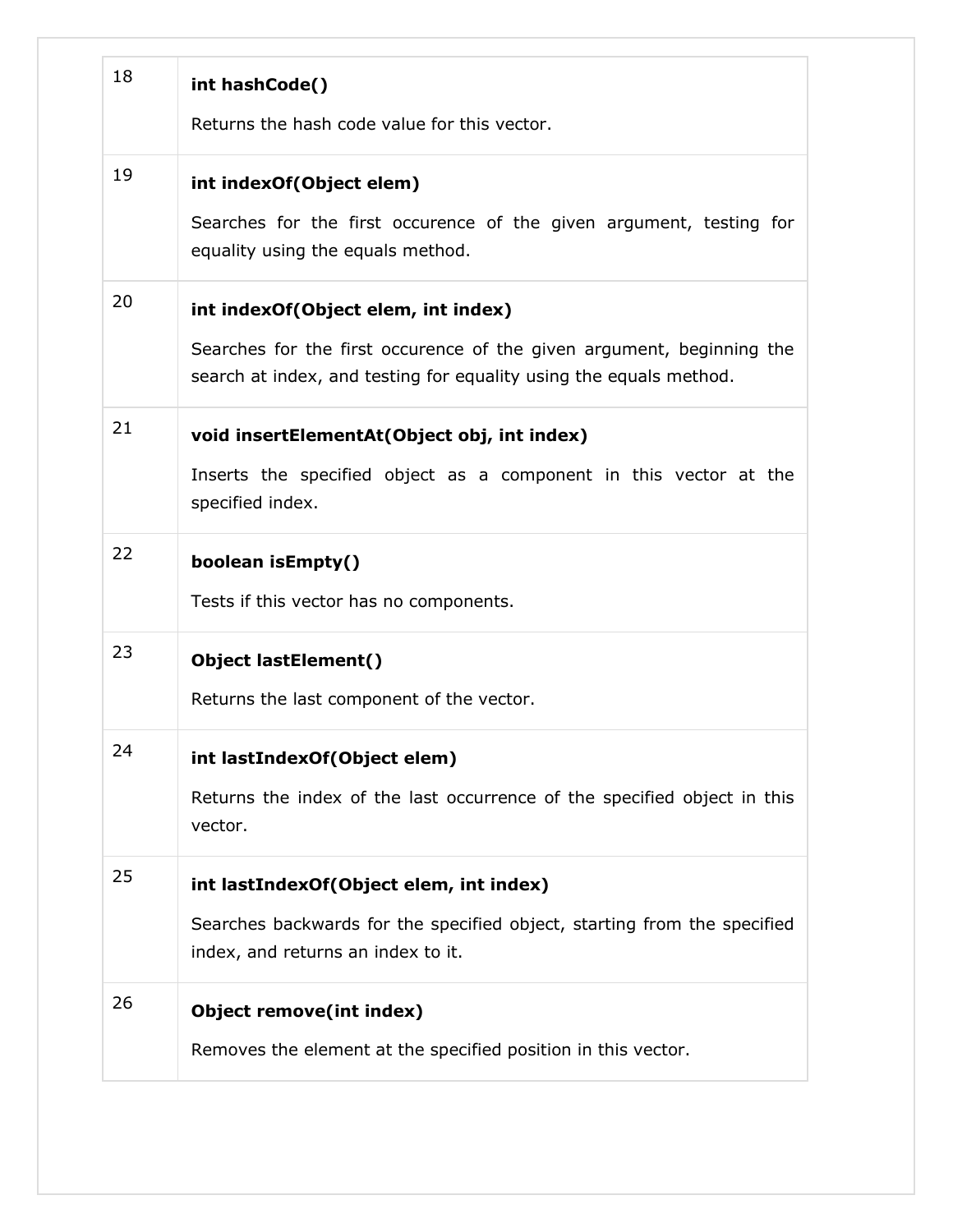| | |
|---|---|
| 18 | **int hashCode()**<br><br>Returns the hash code value for this vector. |
| 19 | **int indexOf(Object elem)**<br><br>Searches for the first occurence of the given argument, testing for equality using the equals method. |
| 20 | **int indexOf(Object elem, int index)**<br><br>Searches for the first occurence of the given argument, beginning the search at index, and testing for equality using the equals method. |
| 21 | **void insertElementAt(Object obj, int index)**<br><br>Inserts the specified object as a component in this vector at the specified index. |
| 22 | **boolean isEmpty()**<br><br>Tests if this vector has no components. |
| 23 | **Object lastElement()**<br><br>Returns the last component of the vector. |
| 24 | **int lastIndexOf(Object elem)**<br><br>Returns the index of the last occurrence of the specified object in this vector. |
| 25 | **int lastIndexOf(Object elem, int index)**<br><br>Searches backwards for the specified object, starting from the specified index, and returns an index to it. |
| 26 | **Object remove(int index)**<br><br>Removes the element at the specified position in this vector. |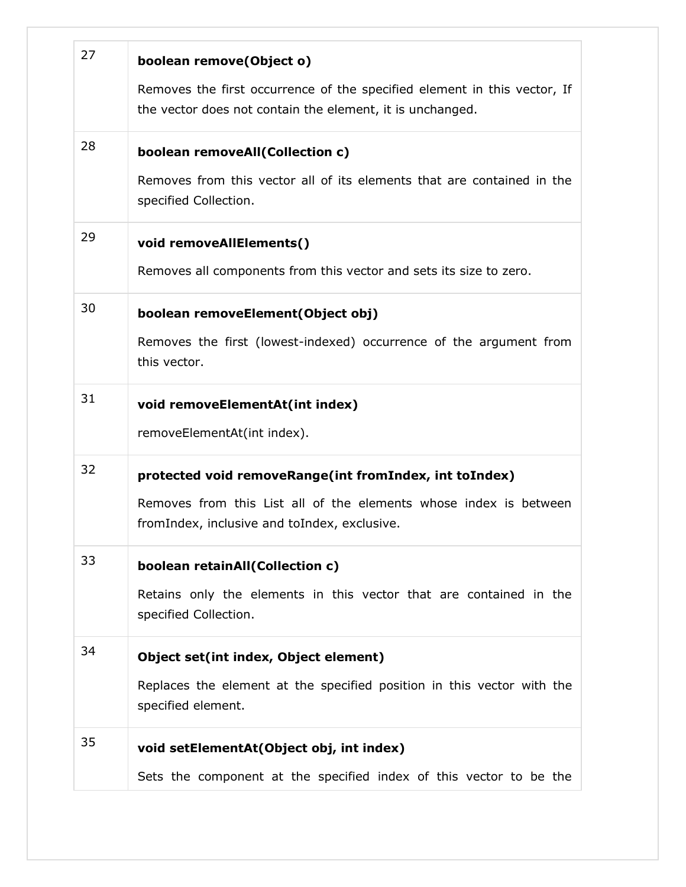| | |
|---|---|
| 27 | **boolean remove(Object o)**<br><br>Removes the first occurrence of the specified element in this vector, If the vector does not contain the element, it is unchanged. |
| 28 | **boolean removeAll(Collection c)**<br><br>Removes from this vector all of its elements that are contained in the specified Collection. |
| 29 | **void removeAllElements()**<br><br>Removes all components from this vector and sets its size to zero. |
| 30 | **boolean removeElement(Object obj)**<br><br>Removes the first (lowest-indexed) occurrence of the argument from this vector. |
| 31 | **void removeElementAt(int index)**<br><br>removeElementAt(int index). |
| 32 | **protected void removeRange(int fromIndex, int toIndex)**<br><br>Removes from this List all of the elements whose index is between fromIndex, inclusive and toIndex, exclusive. |
| 33 | **boolean retainAll(Collection c)**<br><br>Retains only the elements in this vector that are contained in the specified Collection. |
| 34 | **Object set(int index, Object element)**<br><br>Replaces the element at the specified position in this vector with the specified element. |
| 35 | **void setElementAt(Object obj, int index)**<br><br>Sets the component at the specified index of this vector to be the |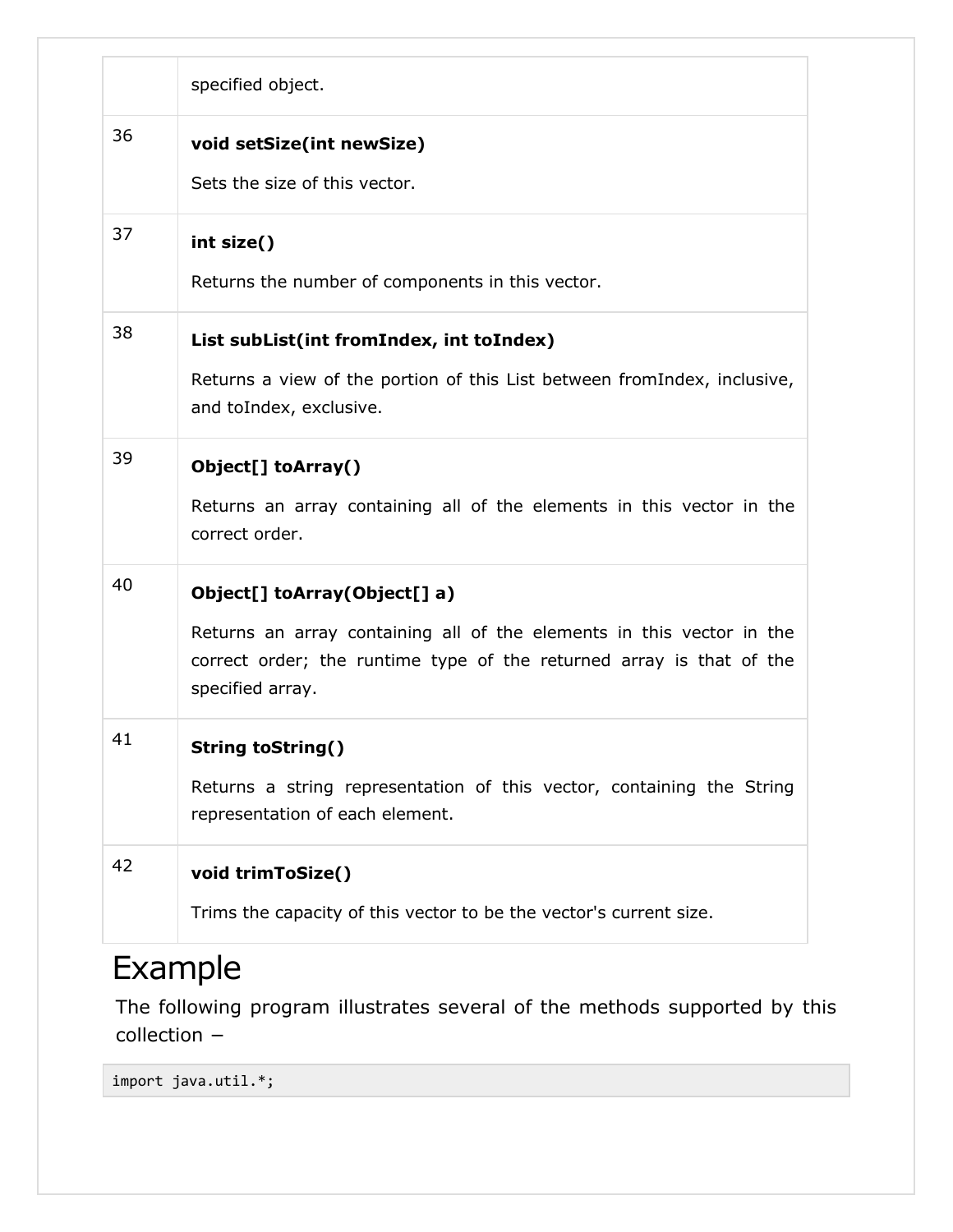|  |  |
| --- | --- |
|  | specified object. |
| 36 | **void setSize(int newSize)**<br><br>Sets the size of this vector. |
| 37 | **int size()**<br><br>Returns the number of components in this vector. |
| 38 | **List subList(int fromIndex, int toIndex)**<br><br>Returns a view of the portion of this List between fromIndex, inclusive, and toIndex, exclusive. |
| 39 | **Object[] toArray()**<br><br>Returns an array containing all of the elements in this vector in the correct order. |
| 40 | **Object[] toArray(Object[] a)**<br><br>Returns an array containing all of the elements in this vector in the correct order; the runtime type of the returned array is that of the specified array. |
| 41 | **String toString()**<br><br>Returns a string representation of this vector, containing the String representation of each element. |
| 42 | **void trimToSize()**<br><br>Trims the capacity of this vector to be the vector's current size. |

# Example

The following program illustrates several of the methods supported by this collection −

```
import java.util.*;
```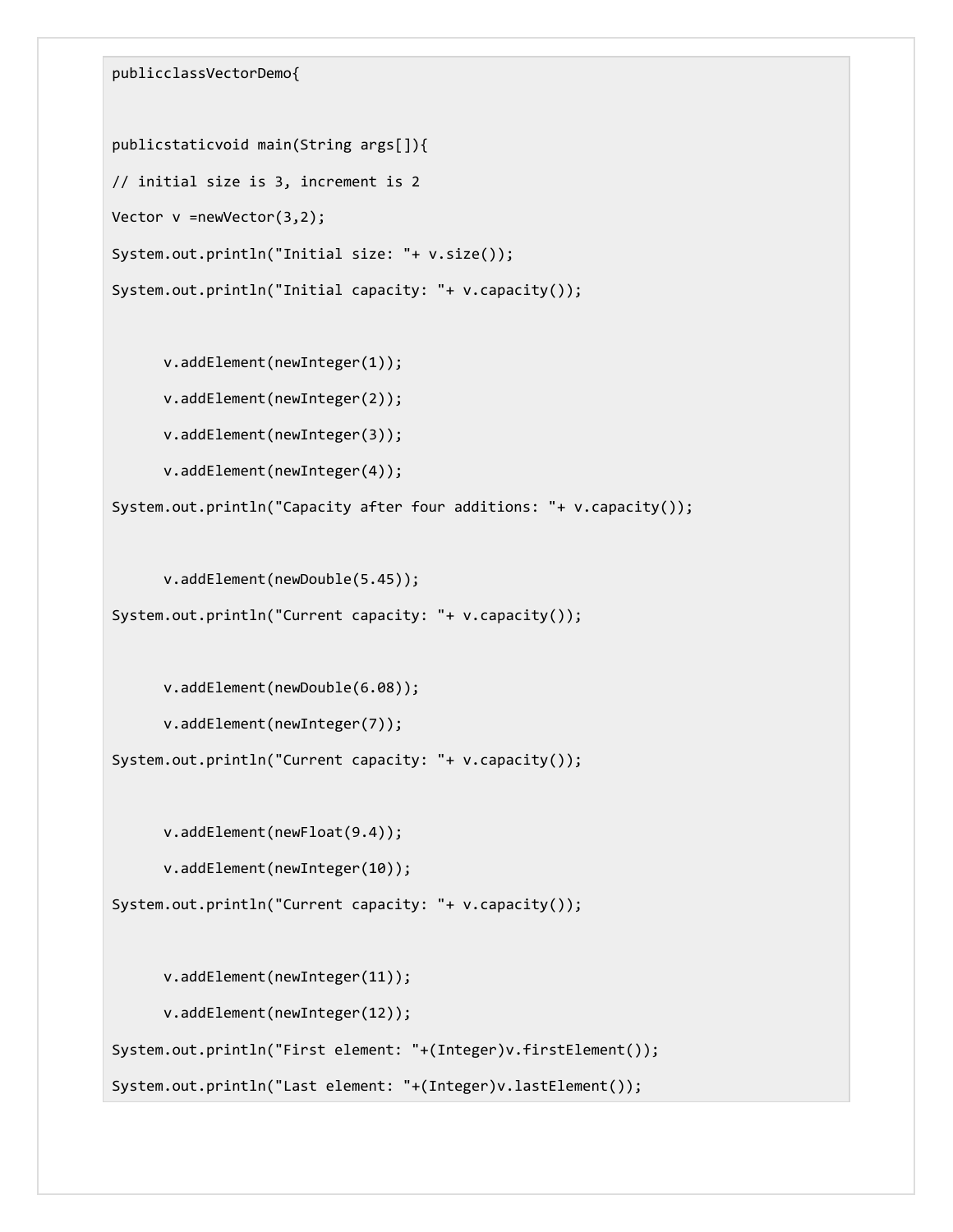```
publicclassVectorDemo{

publicstaticvoid main(String args[]){
// initial size is 3, increment is 2
Vector v =newVector(3,2);
System.out.println("Initial size: "+ v.size());
System.out.println("Initial capacity: "+ v.capacity());

      v.addElement(newInteger(1));
      v.addElement(newInteger(2));
      v.addElement(newInteger(3));
      v.addElement(newInteger(4));
System.out.println("Capacity after four additions: "+ v.capacity());

      v.addElement(newDouble(5.45));
System.out.println("Current capacity: "+ v.capacity());

      v.addElement(newDouble(6.08));
      v.addElement(newInteger(7));
System.out.println("Current capacity: "+ v.capacity());

      v.addElement(newFloat(9.4));
      v.addElement(newInteger(10));
System.out.println("Current capacity: "+ v.capacity());

      v.addElement(newInteger(11));
      v.addElement(newInteger(12));
System.out.println("First element: "+(Integer)v.firstElement());
System.out.println("Last element: "+(Integer)v.lastElement());
```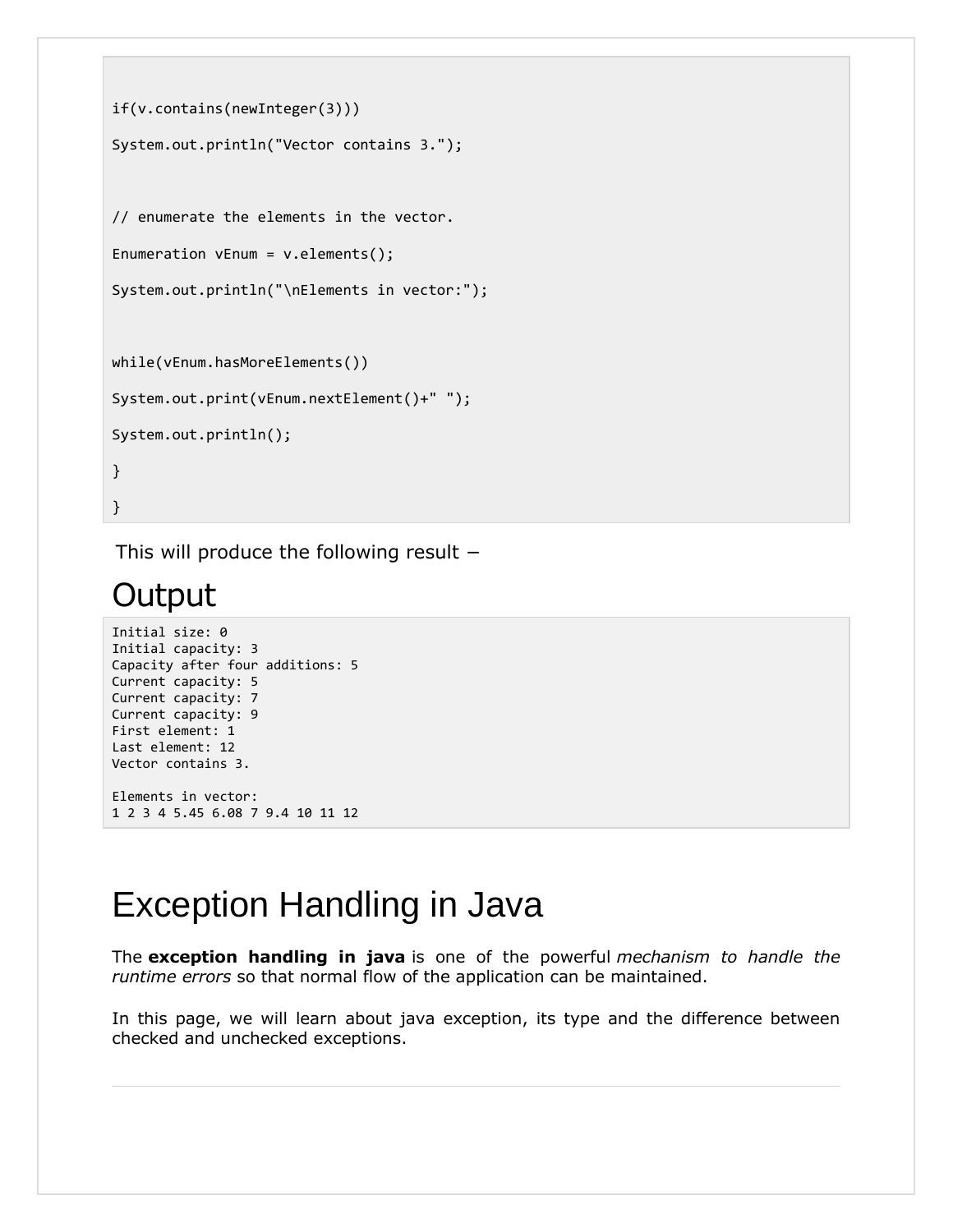```
if(v.contains(newInteger(3)))

System.out.println("Vector contains 3.");



// enumerate the elements in the vector.

Enumeration vEnum = v.elements();

System.out.println("\nElements in vector:");



while(vEnum.hasMoreElements())

System.out.print(vEnum.nextElement()+" ");

System.out.println();

}

}
```

This will produce the following result −

## Output

```
Initial size: 0
Initial capacity: 3
Capacity after four additions: 5
Current capacity: 5
Current capacity: 7
Current capacity: 9
First element: 1
Last element: 12
Vector contains 3.

Elements in vector:
1 2 3 4 5.45 6.08 7 9.4 10 11 12
```

# Exception Handling in Java

The **exception handling in java** is one of the powerful *mechanism to handle the runtime errors* so that normal flow of the application can be maintained.

In this page, we will learn about java exception, its type and the difference between checked and unchecked exceptions.

---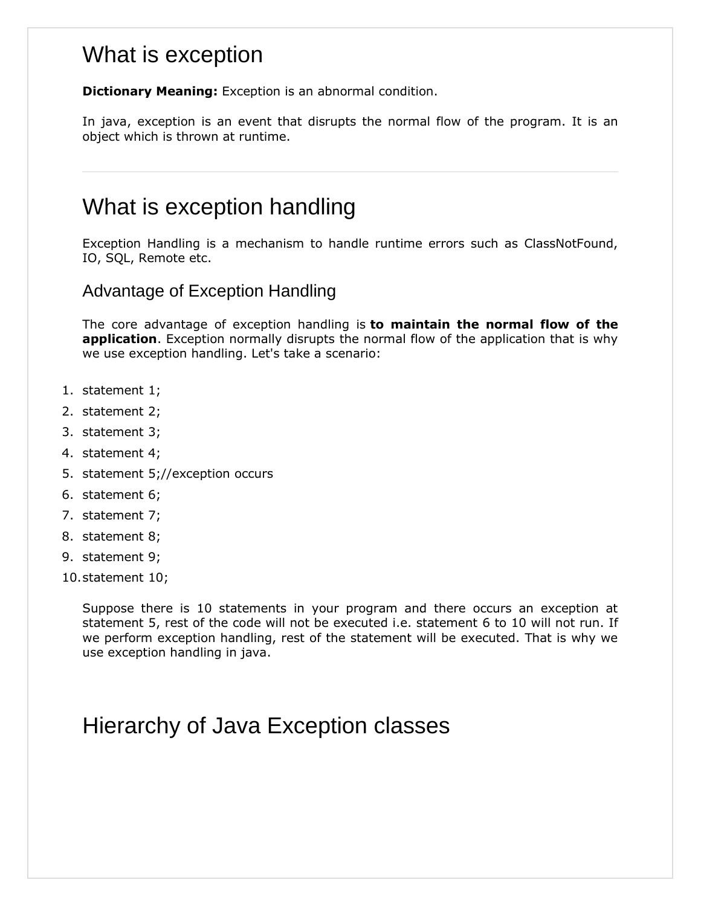# What is exception

**Dictionary Meaning:** Exception is an abnormal condition.

In java, exception is an event that disrupts the normal flow of the program. It is an object which is thrown at runtime.

---

# What is exception handling

Exception Handling is a mechanism to handle runtime errors such as ClassNotFound, IO, SQL, Remote etc.

## Advantage of Exception Handling

The core advantage of exception handling is **to maintain the normal flow of the application**. Exception normally disrupts the normal flow of the application that is why we use exception handling. Let's take a scenario:

1. statement 1;
2. statement 2;
3. statement 3;
4. statement 4;
5. statement 5;//exception occurs
6. statement 6;
7. statement 7;
8. statement 8;
9. statement 9;
10. statement 10;

Suppose there is 10 statements in your program and there occurs an exception at statement 5, rest of the code will not be executed i.e. statement 6 to 10 will not run. If we perform exception handling, rest of the statement will be executed. That is why we use exception handling in java.

# Hierarchy of Java Exception classes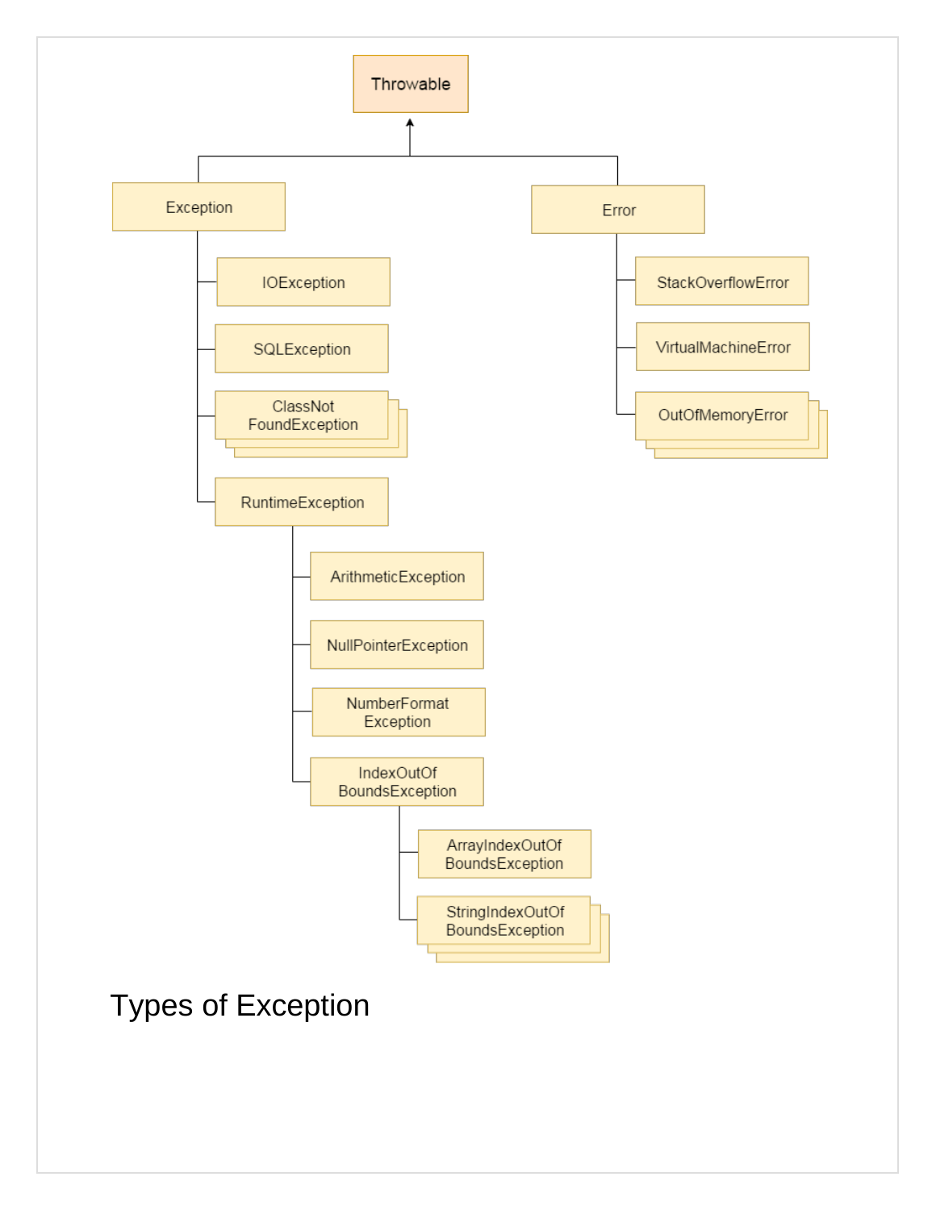- Throwable
  - Exception
    - IOException
    - SQLException
    - ClassNotFoundException
    - RuntimeException
      - ArithmeticException
      - NullPointerException
      - NumberFormatException
      - IndexOutOfBoundsException
        - ArrayIndexOutOfBoundsException
        - StringIndexOutOfBoundsException
  - Error
    - StackOverflowError
    - VirtualMachineError
    - OutOfMemoryError

Types of Exception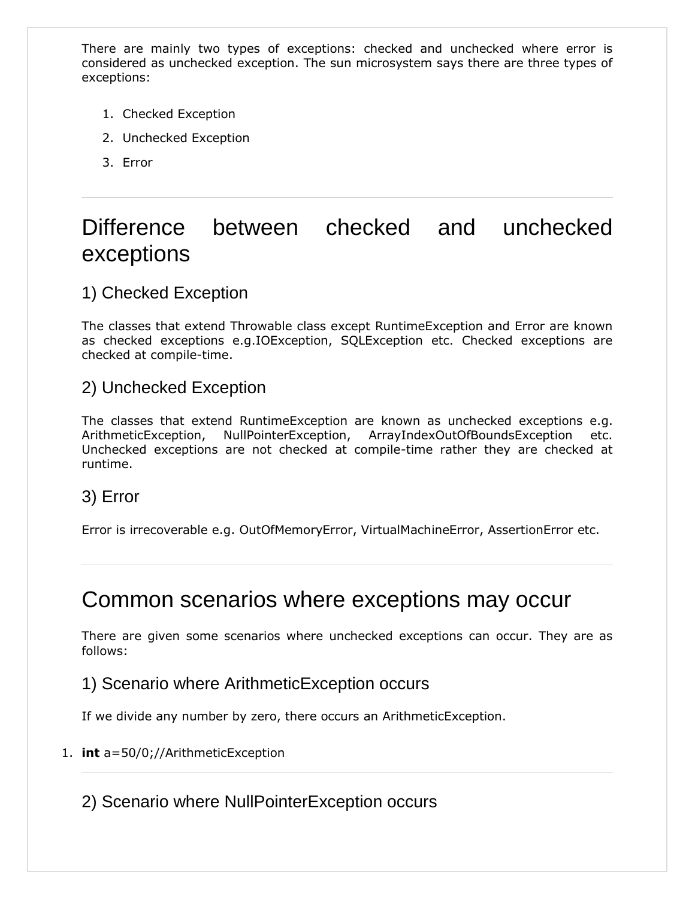There are mainly two types of exceptions: checked and unchecked where error is considered as unchecked exception. The sun microsystem says there are three types of exceptions:

1. Checked Exception
2. Unchecked Exception
3. Error

---

## Difference between checked and unchecked exceptions

### 1) Checked Exception

The classes that extend Throwable class except RuntimeException and Error are known as checked exceptions e.g.IOException, SQLException etc. Checked exceptions are checked at compile-time.

### 2) Unchecked Exception

The classes that extend RuntimeException are known as unchecked exceptions e.g. ArithmeticException, NullPointerException, ArrayIndexOutOfBoundsException etc. Unchecked exceptions are not checked at compile-time rather they are checked at runtime.

### 3) Error

Error is irrecoverable e.g. OutOfMemoryError, VirtualMachineError, AssertionError etc.

---

## Common scenarios where exceptions may occur

There are given some scenarios where unchecked exceptions can occur. They are as follows:

### 1) Scenario where ArithmeticException occurs

If we divide any number by zero, there occurs an ArithmeticException.

```
int a=50/0;//ArithmeticException
```

---

### 2) Scenario where NullPointerException occurs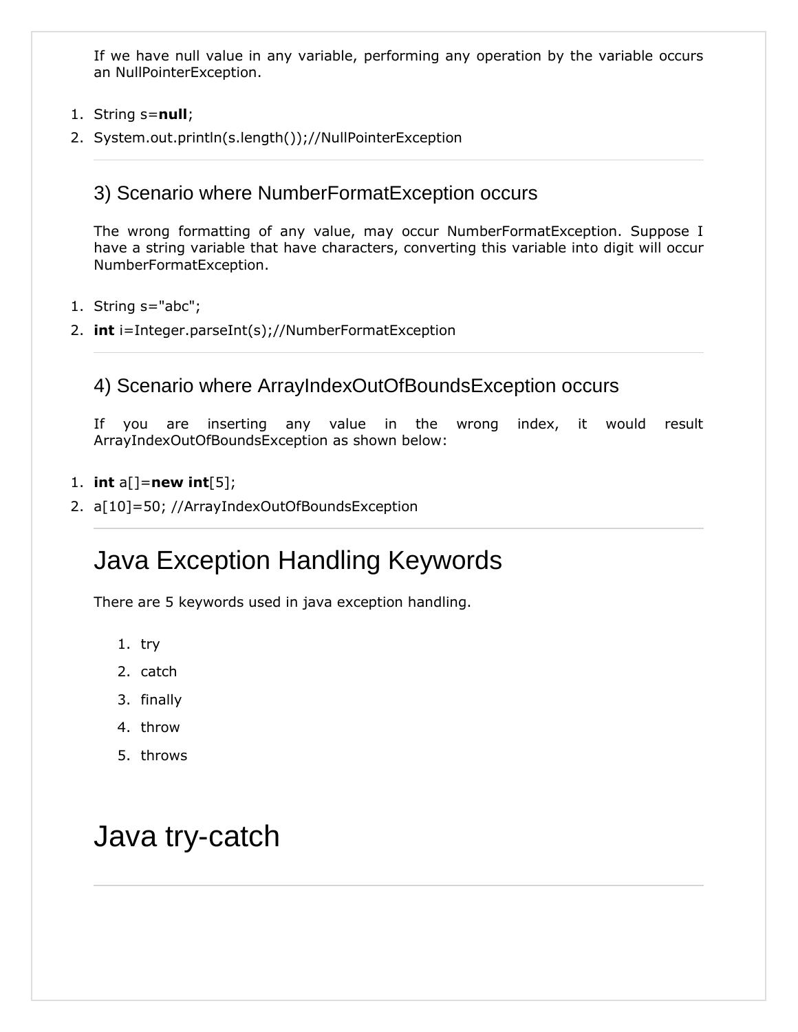If we have null value in any variable, performing any operation by the variable occurs an NullPointerException.

```
String s=null;
System.out.println(s.length());//NullPointerException
```

### 3) Scenario where NumberFormatException occurs

The wrong formatting of any value, may occur NumberFormatException. Suppose I have a string variable that have characters, converting this variable into digit will occur NumberFormatException.

```
String s="abc";
int i=Integer.parseInt(s);//NumberFormatException
```

### 4) Scenario where ArrayIndexOutOfBoundsException occurs

If you are inserting any value in the wrong index, it would result ArrayIndexOutOfBoundsException as shown below:

```
int a[]=new int[5];
a[10]=50; //ArrayIndexOutOfBoundsException
```

## Java Exception Handling Keywords

There are 5 keywords used in java exception handling.

1. try
2. catch
3. finally
4. throw
5. throws

# Java try-catch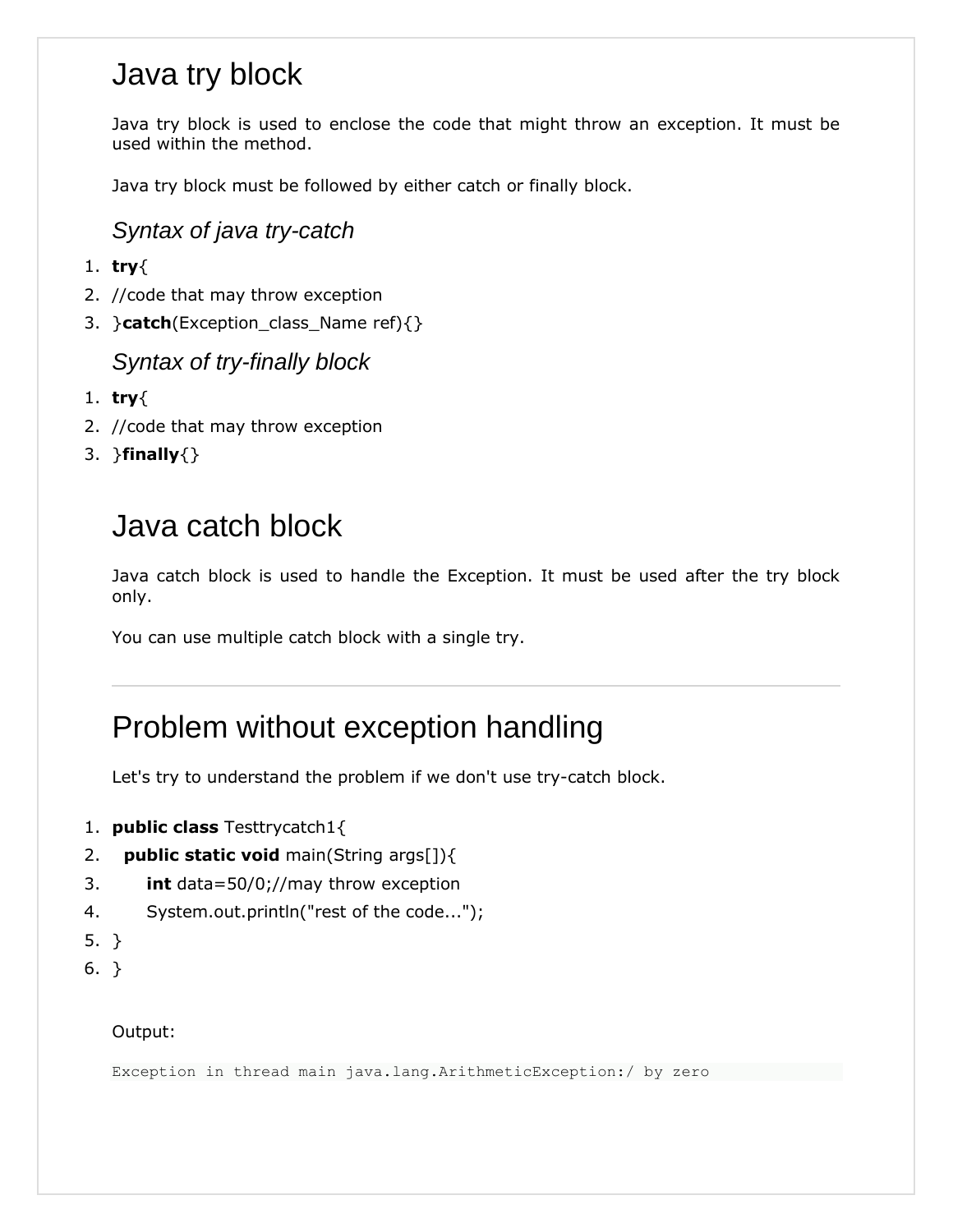## Java try block

Java try block is used to enclose the code that might throw an exception. It must be used within the method.

Java try block must be followed by either catch or finally block.

### *Syntax of java try-catch*

```
try{
//code that may throw exception
}catch(Exception_class_Name ref){}
```

### *Syntax of try-finally block*

```
try{
//code that may throw exception
}finally{}
```

## Java catch block

Java catch block is used to handle the Exception. It must be used after the try block only.

You can use multiple catch block with a single try.

---

## Problem without exception handling

Let's try to understand the problem if we don't use try-catch block.

```
public class Testtrycatch1{
  public static void main(String args[]){
      int data=50/0;//may throw exception
      System.out.println("rest of the code...");
}
}
```

Output:

```
Exception in thread main java.lang.ArithmeticException:/ by zero
```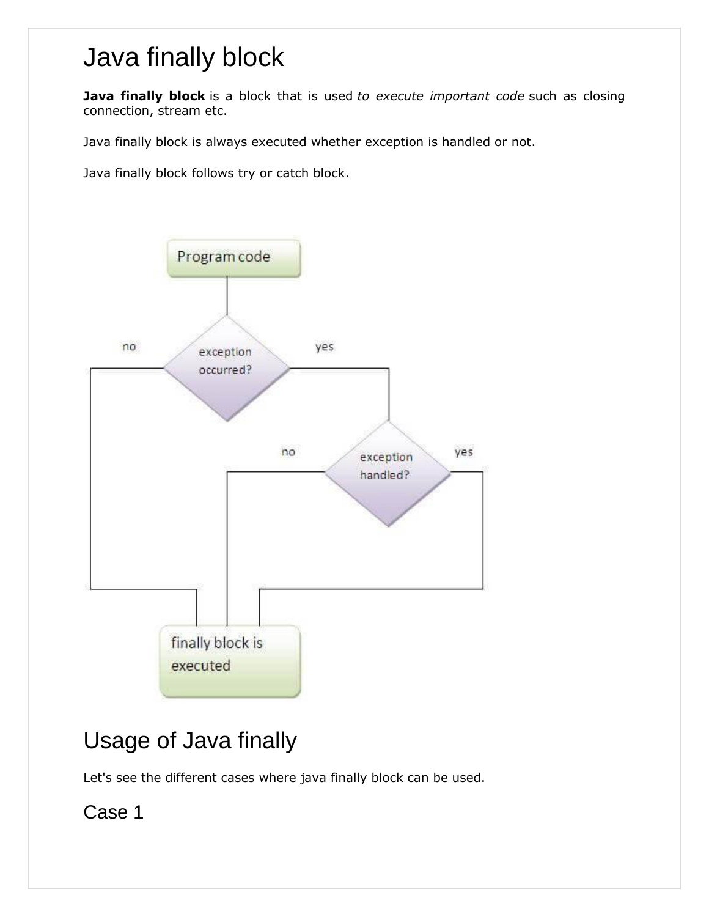# Java finally block

**Java finally block** is a block that is used *to execute important code* such as closing connection, stream etc.

Java finally block is always executed whether exception is handled or not.

Java finally block follows try or catch block.

# Usage of Java finally

Let's see the different cases where java finally block can be used.

## Case 1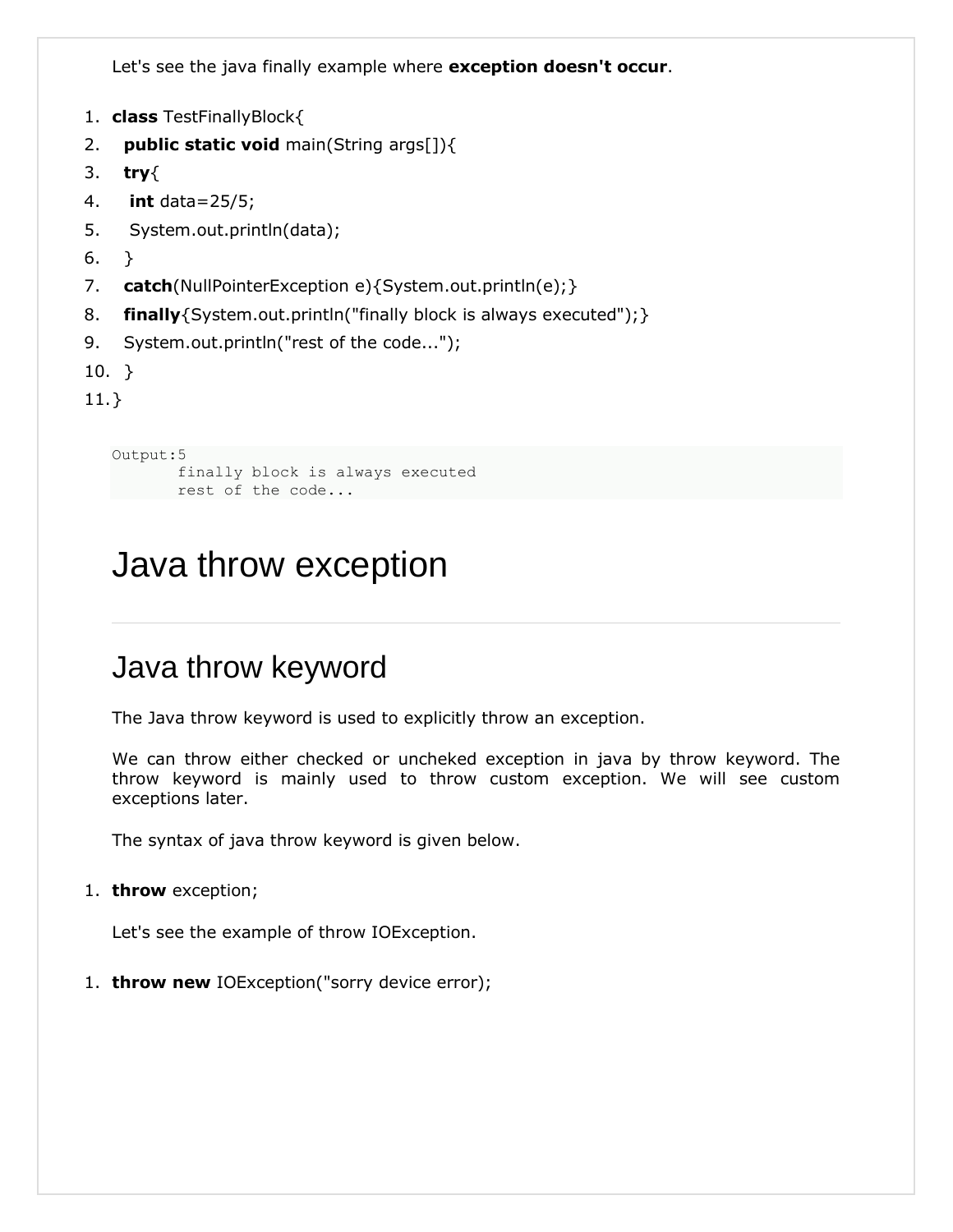Let's see the java finally example where **exception doesn't occur**.

```
class TestFinallyBlock{
  public static void main(String args[]){
  try{
   int data=25/5;
   System.out.println(data);
  }
  catch(NullPointerException e){System.out.println(e);}
  finally{System.out.println("finally block is always executed");}
  System.out.println("rest of the code...");
  }
}
```

```
Output:5
       finally block is always executed
       rest of the code...
```

# Java throw exception

## Java throw keyword

The Java throw keyword is used to explicitly throw an exception.

We can throw either checked or uncheked exception in java by throw keyword. The throw keyword is mainly used to throw custom exception. We will see custom exceptions later.

The syntax of java throw keyword is given below.

```
throw exception;
```

Let's see the example of throw IOException.

```
throw new IOException("sorry device error);
```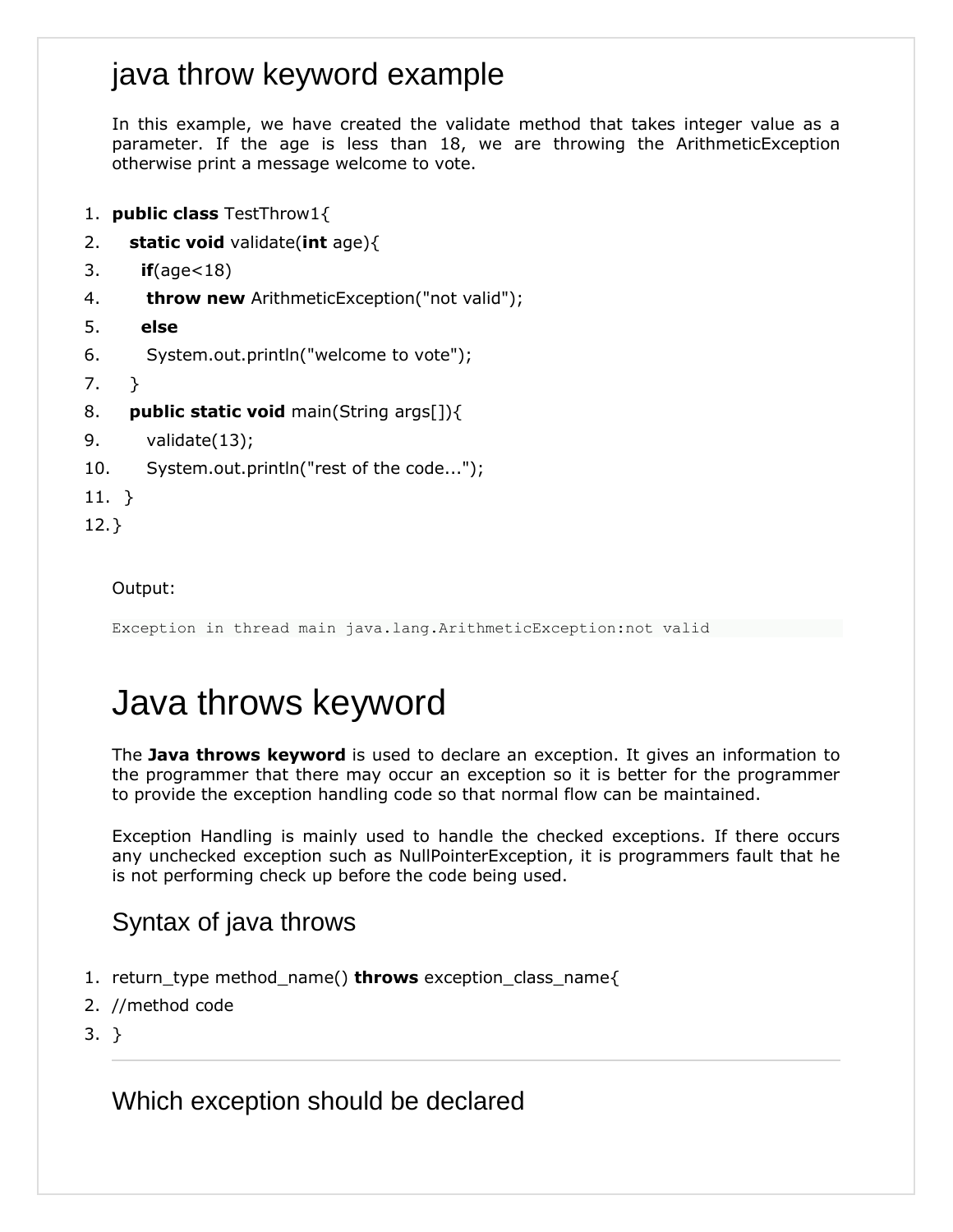## java throw keyword example

In this example, we have created the validate method that takes integer value as a parameter. If the age is less than 18, we are throwing the ArithmeticException otherwise print a message welcome to vote.

```
public class TestThrow1{
   static void validate(int age){
     if(age<18)
      throw new ArithmeticException("not valid");
     else
      System.out.println("welcome to vote");
   }
   public static void main(String args[]){
      validate(13);
      System.out.println("rest of the code...");
  }
}
```

Output:

```
Exception in thread main java.lang.ArithmeticException:not valid
```

# Java throws keyword

The **Java throws keyword** is used to declare an exception. It gives an information to the programmer that there may occur an exception so it is better for the programmer to provide the exception handling code so that normal flow can be maintained.

Exception Handling is mainly used to handle the checked exceptions. If there occurs any unchecked exception such as NullPointerException, it is programmers fault that he is not performing check up before the code being used.

## Syntax of java throws

```
return_type method_name() throws exception_class_name{
//method code
}
```

---

## Which exception should be declared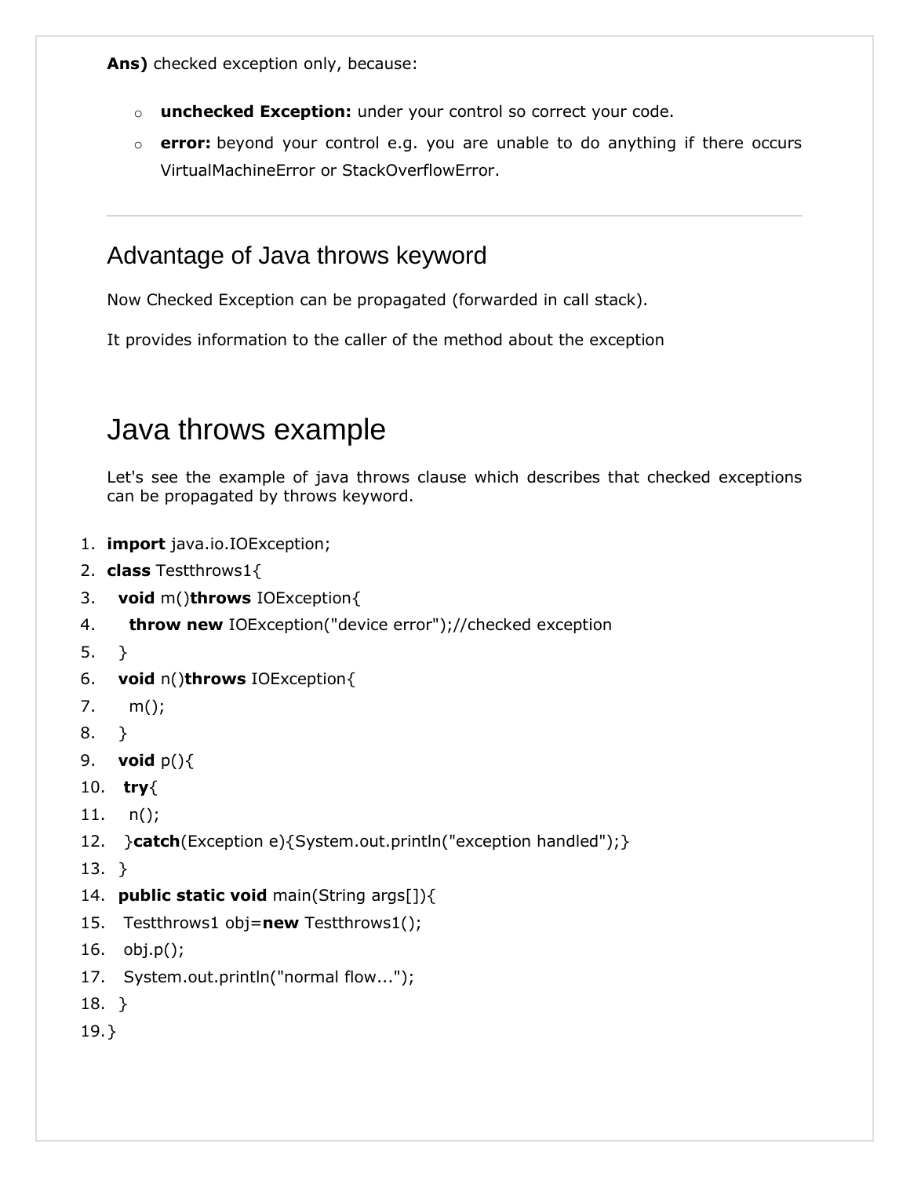**Ans)** checked exception only, because:

- **unchecked Exception:** under your control so correct your code.
- **error:** beyond your control e.g. you are unable to do anything if there occurs VirtualMachineError or StackOverflowError.

---

## Advantage of Java throws keyword

Now Checked Exception can be propagated (forwarded in call stack).

It provides information to the caller of the method about the exception

# Java throws example

Let's see the example of java throws clause which describes that checked exceptions can be propagated by throws keyword.

```
import java.io.IOException;
class Testthrows1{
  void m()throws IOException{
    throw new IOException("device error");//checked exception
  }
  void n()throws IOException{
    m();
  }
  void p(){
   try{
    n();
   }catch(Exception e){System.out.println("exception handled");}
  }
  public static void main(String args[]){
   Testthrows1 obj=new Testthrows1();
   obj.p();
   System.out.println("normal flow...");
  }
}
```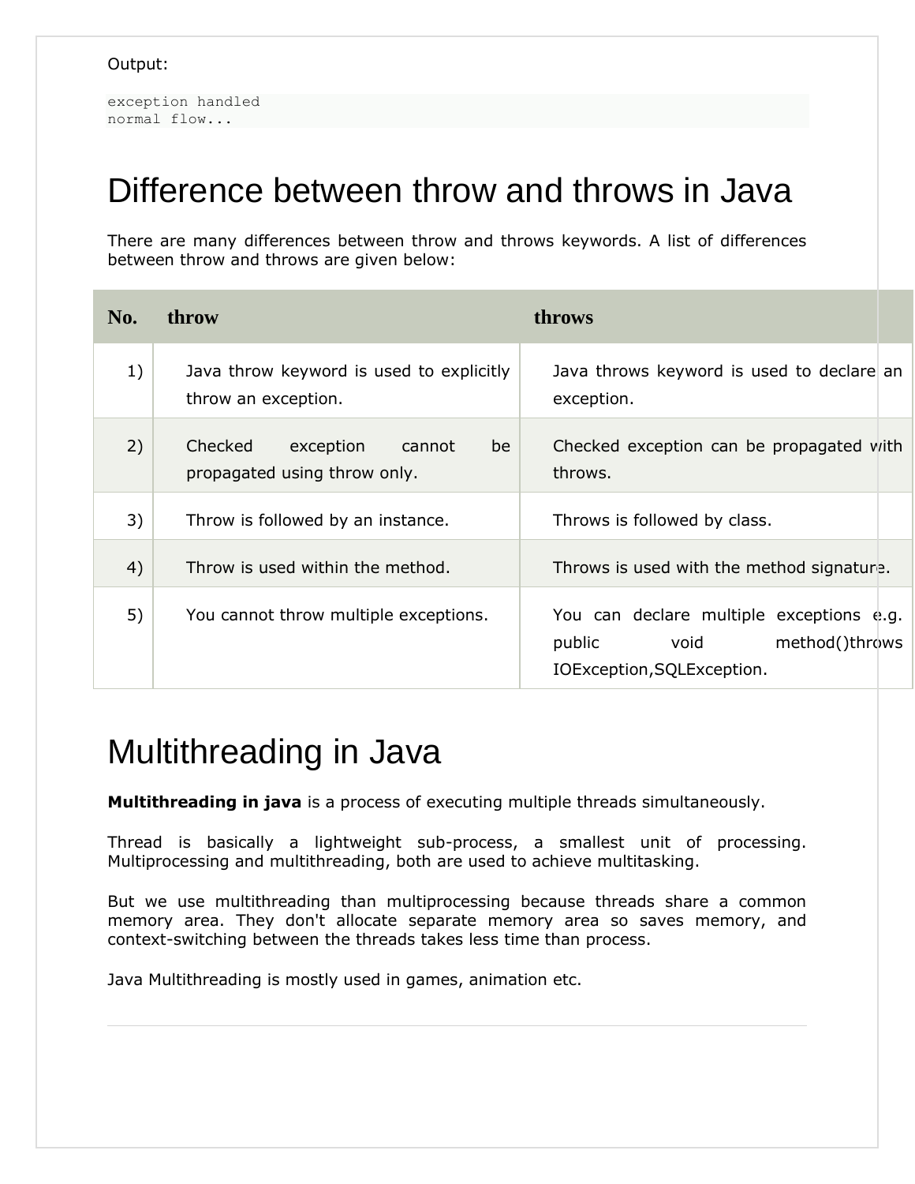Output:

```
exception handled
normal flow...
```

# Difference between throw and throws in Java

There are many differences between throw and throws keywords. A list of differences between throw and throws are given below:

| No. | throw | throws |
|---|---|---|
| 1) | Java throw keyword is used to explicitly throw an exception. | Java throws keyword is used to declare an exception. |
| 2) | Checked exception cannot be propagated using throw only. | Checked exception can be propagated with throws. |
| 3) | Throw is followed by an instance. | Throws is followed by class. |
| 4) | Throw is used within the method. | Throws is used with the method signature. |
| 5) | You cannot throw multiple exceptions. | You can declare multiple exceptions e.g. public void method()throws IOException,SQLException. |

# Multithreading in Java

**Multithreading in java** is a process of executing multiple threads simultaneously.

Thread is basically a lightweight sub-process, a smallest unit of processing. Multiprocessing and multithreading, both are used to achieve multitasking.

But we use multithreading than multiprocessing because threads share a common memory area. They don't allocate separate memory area so saves memory, and context-switching between the threads takes less time than process.

Java Multithreading is mostly used in games, animation etc.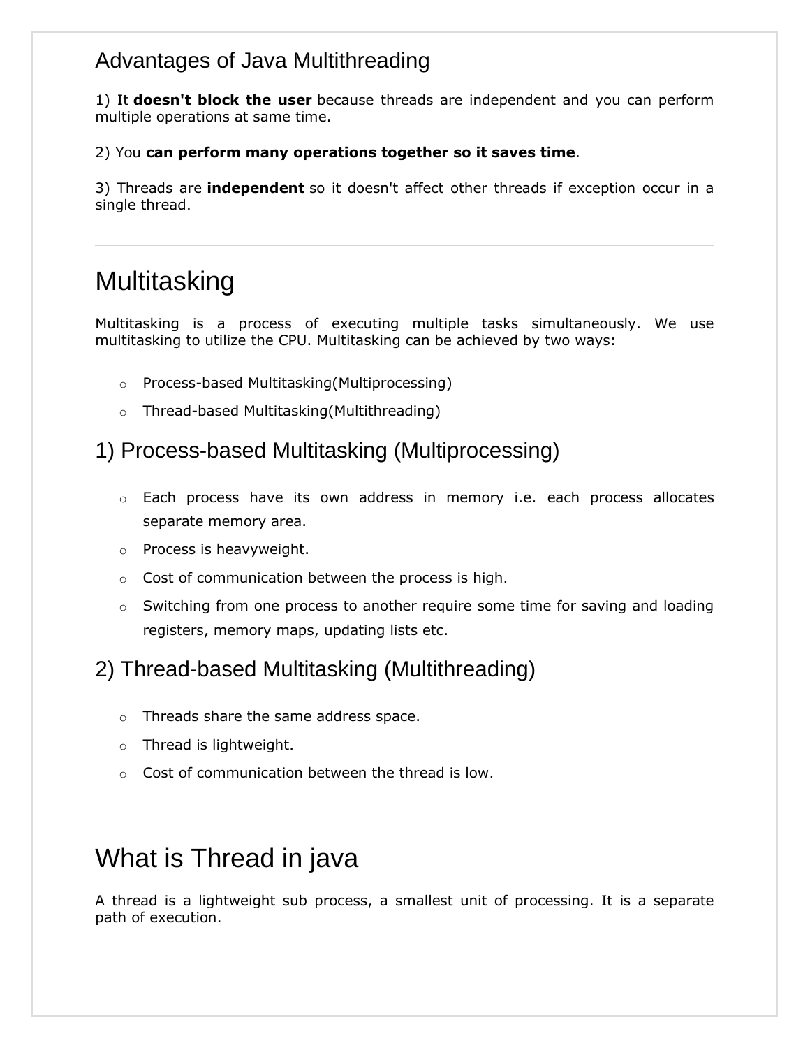### Advantages of Java Multithreading

1) It **doesn't block the user** because threads are independent and you can perform multiple operations at same time.

2) You **can perform many operations together so it saves time**.

3) Threads are **independent** so it doesn't affect other threads if exception occur in a single thread.

---

## Multitasking

Multitasking is a process of executing multiple tasks simultaneously. We use multitasking to utilize the CPU. Multitasking can be achieved by two ways:

- Process-based Multitasking(Multiprocessing)
- Thread-based Multitasking(Multithreading)

### 1) Process-based Multitasking (Multiprocessing)

- Each process have its own address in memory i.e. each process allocates separate memory area.
- Process is heavyweight.
- Cost of communication between the process is high.
- Switching from one process to another require some time for saving and loading registers, memory maps, updating lists etc.

### 2) Thread-based Multitasking (Multithreading)

- Threads share the same address space.
- Thread is lightweight.
- Cost of communication between the thread is low.

## What is Thread in java

A thread is a lightweight sub process, a smallest unit of processing. It is a separate path of execution.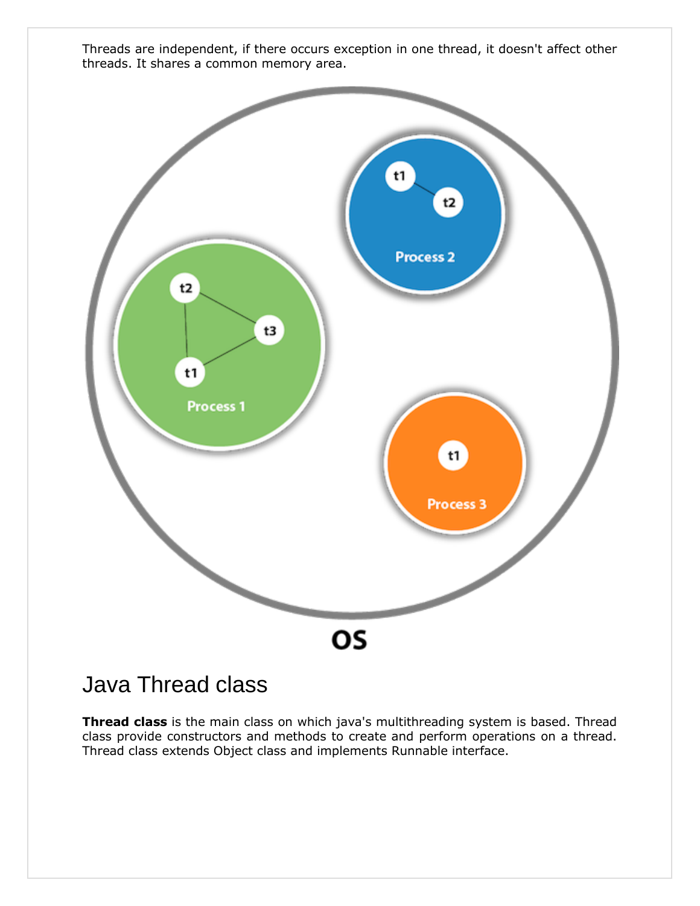Threads are independent, if there occurs exception in one thread, it doesn't affect other threads. It shares a common memory area.

## Java Thread class

**Thread class** is the main class on which java's multithreading system is based. Thread class provide constructors and methods to create and perform operations on a thread. Thread class extends Object class and implements Runnable interface.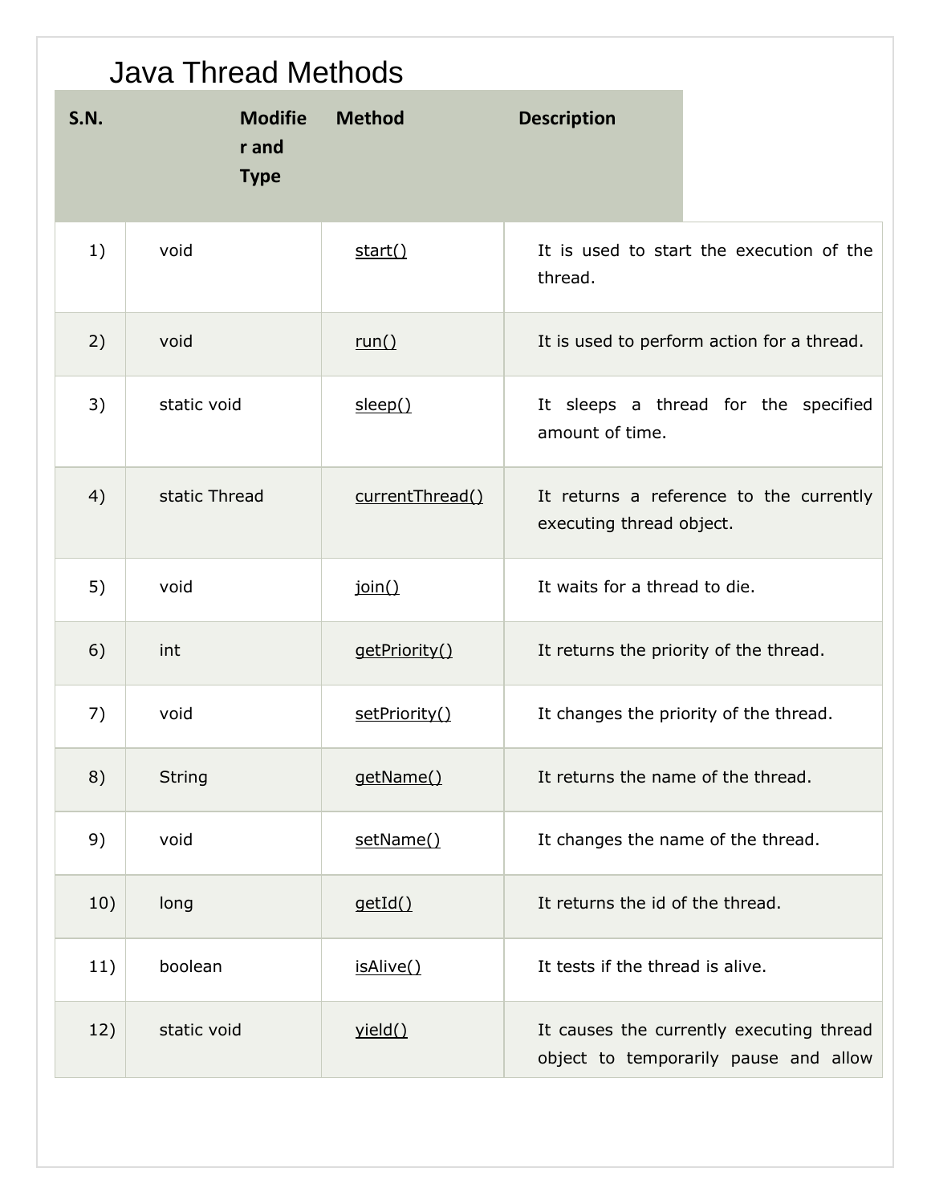# Java Thread Methods

| S.N. | Modifier and Type | Method | Description |
|---|---|---|---|
| 1) | void | start() | It is used to start the execution of the thread. |
| 2) | void | run() | It is used to perform action for a thread. |
| 3) | static void | sleep() | It sleeps a thread for the specified amount of time. |
| 4) | static Thread | currentThread() | It returns a reference to the currently executing thread object. |
| 5) | void | join() | It waits for a thread to die. |
| 6) | int | getPriority() | It returns the priority of the thread. |
| 7) | void | setPriority() | It changes the priority of the thread. |
| 8) | String | getName() | It returns the name of the thread. |
| 9) | void | setName() | It changes the name of the thread. |
| 10) | long | getId() | It returns the id of the thread. |
| 11) | boolean | isAlive() | It tests if the thread is alive. |
| 12) | static void | yield() | It causes the currently executing thread object to temporarily pause and allow |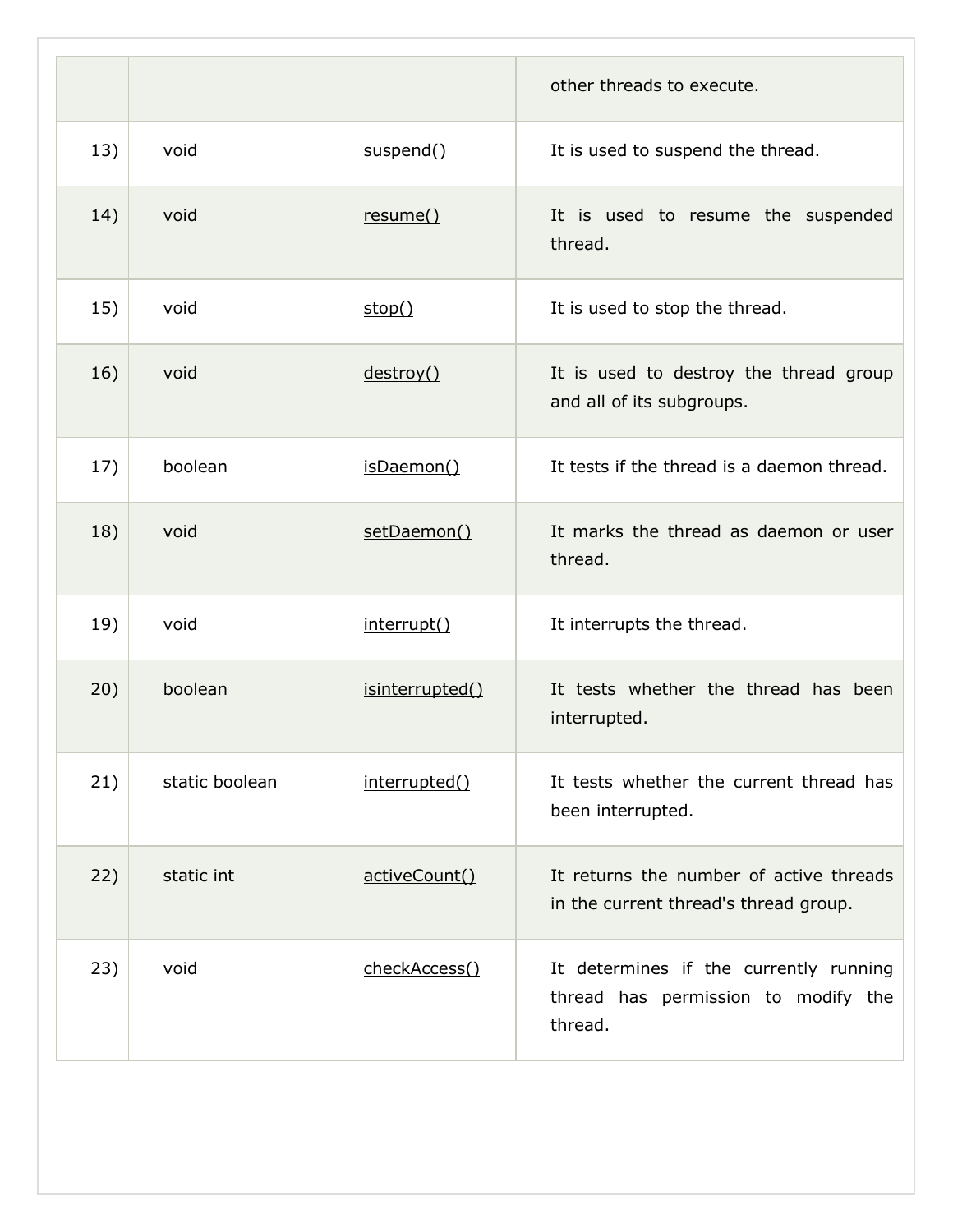| | | | |
|---|---|---|---|
| | | | other threads to execute. |
| 13) | void | suspend() | It is used to suspend the thread. |
| 14) | void | resume() | It is used to resume the suspended thread. |
| 15) | void | stop() | It is used to stop the thread. |
| 16) | void | destroy() | It is used to destroy the thread group and all of its subgroups. |
| 17) | boolean | isDaemon() | It tests if the thread is a daemon thread. |
| 18) | void | setDaemon() | It marks the thread as daemon or user thread. |
| 19) | void | interrupt() | It interrupts the thread. |
| 20) | boolean | isinterrupted() | It tests whether the thread has been interrupted. |
| 21) | static boolean | interrupted() | It tests whether the current thread has been interrupted. |
| 22) | static int | activeCount() | It returns the number of active threads in the current thread's thread group. |
| 23) | void | checkAccess() | It determines if the currently running thread has permission to modify the thread. |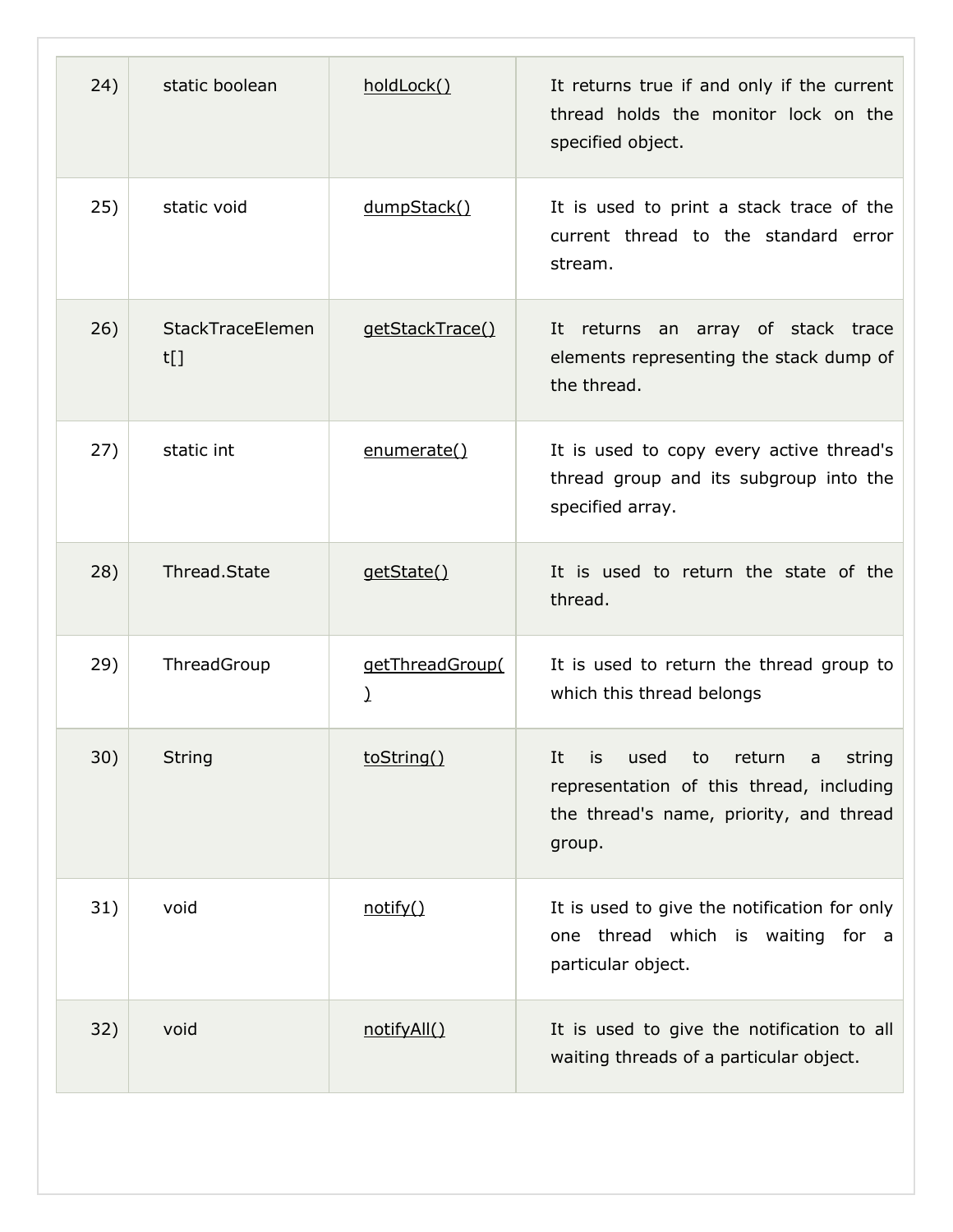| | | | |
|---|---|---|---|
| 24) | static boolean | holdLock() | It returns true if and only if the current thread holds the monitor lock on the specified object. |
| 25) | static void | dumpStack() | It is used to print a stack trace of the current thread to the standard error stream. |
| 26) | StackTraceElement[] | getStackTrace() | It returns an array of stack trace elements representing the stack dump of the thread. |
| 27) | static int | enumerate() | It is used to copy every active thread's thread group and its subgroup into the specified array. |
| 28) | Thread.State | getState() | It is used to return the state of the thread. |
| 29) | ThreadGroup | getThreadGroup() | It is used to return the thread group to which this thread belongs |
| 30) | String | toString() | It is used to return a string representation of this thread, including the thread's name, priority, and thread group. |
| 31) | void | notify() | It is used to give the notification for only one thread which is waiting for a particular object. |
| 32) | void | notifyAll() | It is used to give the notification to all waiting threads of a particular object. |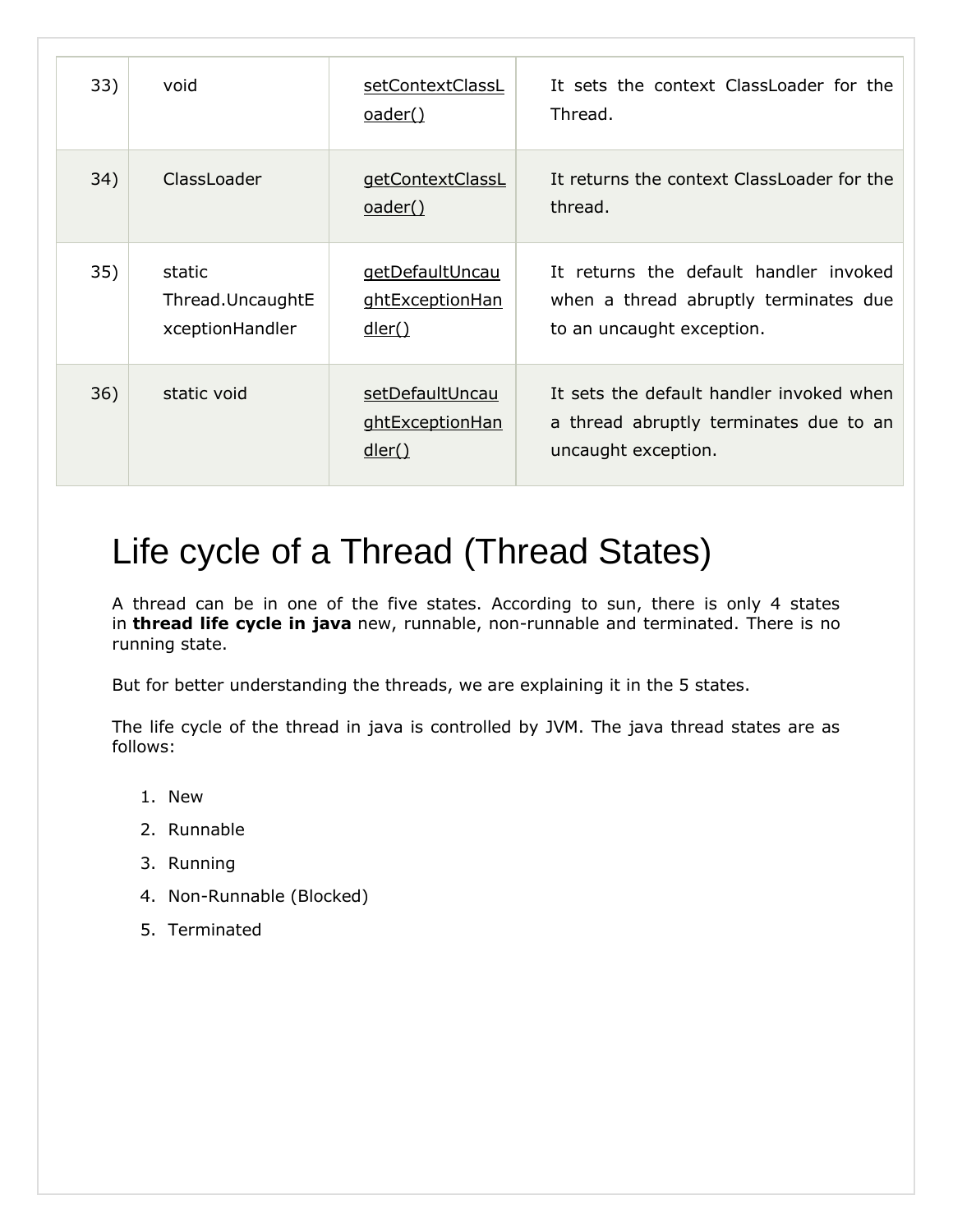| 33) | void | setContextClassLoader() | It sets the context ClassLoader for the Thread. |
|---|---|---|---|
| 34) | ClassLoader | getContextClassLoader() | It returns the context ClassLoader for the thread. |
| 35) | static Thread.UncaughtExceptionHandler | getDefaultUncaughtExceptionHandler() | It returns the default handler invoked when a thread abruptly terminates due to an uncaught exception. |
| 36) | static void | setDefaultUncaughtExceptionHandler() | It sets the default handler invoked when a thread abruptly terminates due to an uncaught exception. |

# Life cycle of a Thread (Thread States)

A thread can be in one of the five states. According to sun, there is only 4 states in **thread life cycle in java** new, runnable, non-runnable and terminated. There is no running state.

But for better understanding the threads, we are explaining it in the 5 states.

The life cycle of the thread in java is controlled by JVM. The java thread states are as follows:

1. New
2. Runnable
3. Running
4. Non-Runnable (Blocked)
5. Terminated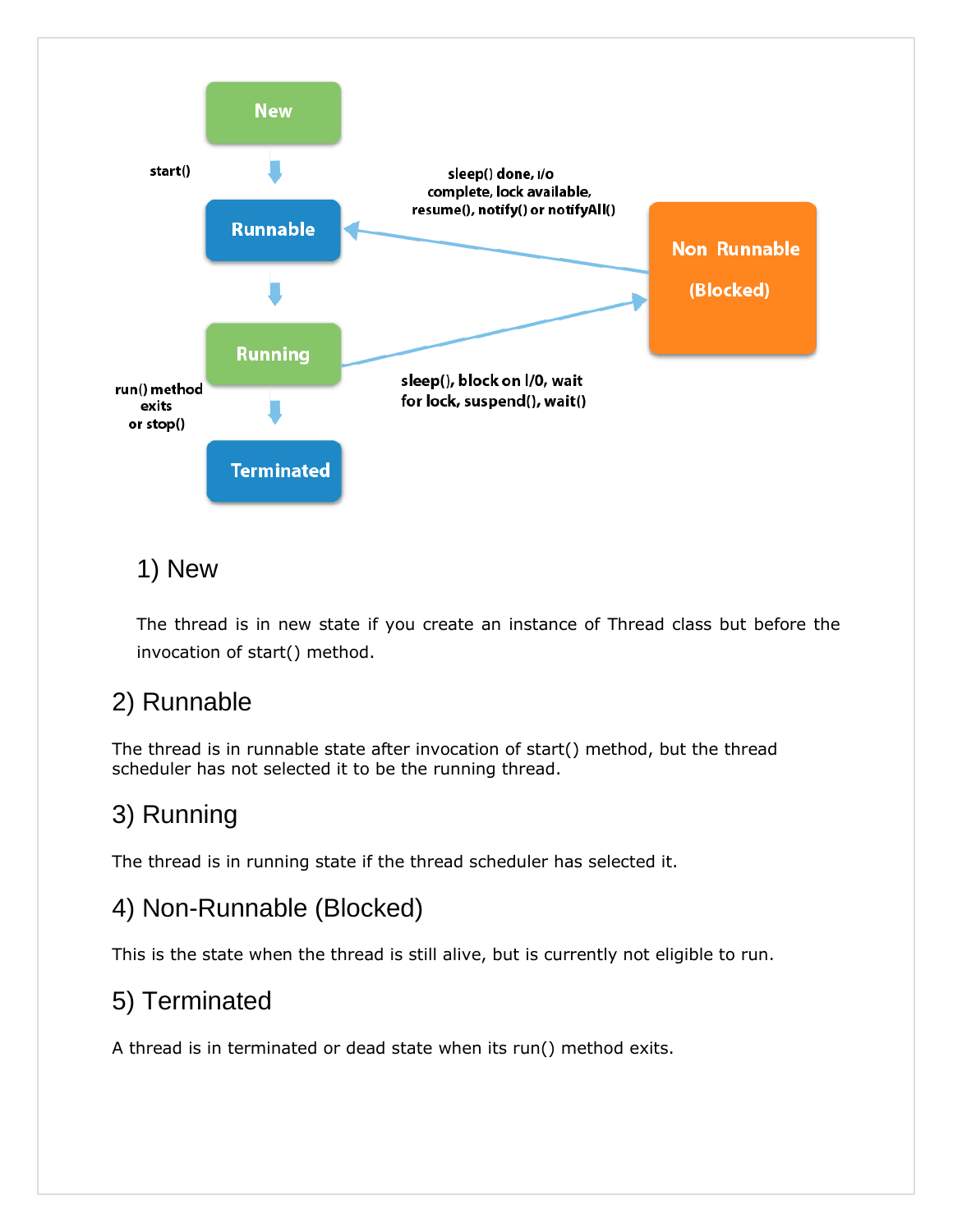New

start()

Runnable

sleep() done, I/o complete, lock available, resume(), notify() or notifyAll()

Non Runnable

(Blocked)

Running

sleep(), block on I/0, wait for lock, suspend(), wait()

run() method exits or stop()

Terminated

## 1) New

The thread is in new state if you create an instance of Thread class but before the invocation of start() method.

## 2) Runnable

The thread is in runnable state after invocation of start() method, but the thread scheduler has not selected it to be the running thread.

## 3) Running

The thread is in running state if the thread scheduler has selected it.

## 4) Non-Runnable (Blocked)

This is the state when the thread is still alive, but is currently not eligible to run.

## 5) Terminated

A thread is in terminated or dead state when its run() method exits.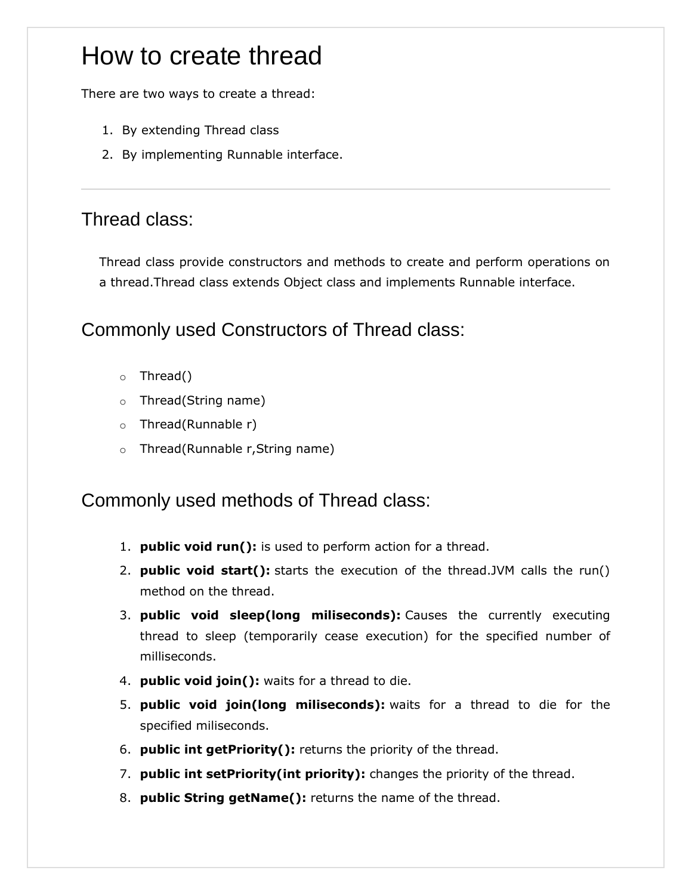# How to create thread

There are two ways to create a thread:

1. By extending Thread class
2. By implementing Runnable interface.

---

## Thread class:

Thread class provide constructors and methods to create and perform operations on a thread.Thread class extends Object class and implements Runnable interface.

## Commonly used Constructors of Thread class:

- Thread()
- Thread(String name)
- Thread(Runnable r)
- Thread(Runnable r,String name)

## Commonly used methods of Thread class:

1. **public void run():** is used to perform action for a thread.
2. **public void start():** starts the execution of the thread.JVM calls the run() method on the thread.
3. **public void sleep(long miliseconds):** Causes the currently executing thread to sleep (temporarily cease execution) for the specified number of milliseconds.
4. **public void join():** waits for a thread to die.
5. **public void join(long miliseconds):** waits for a thread to die for the specified miliseconds.
6. **public int getPriority():** returns the priority of the thread.
7. **public int setPriority(int priority):** changes the priority of the thread.
8. **public String getName():** returns the name of the thread.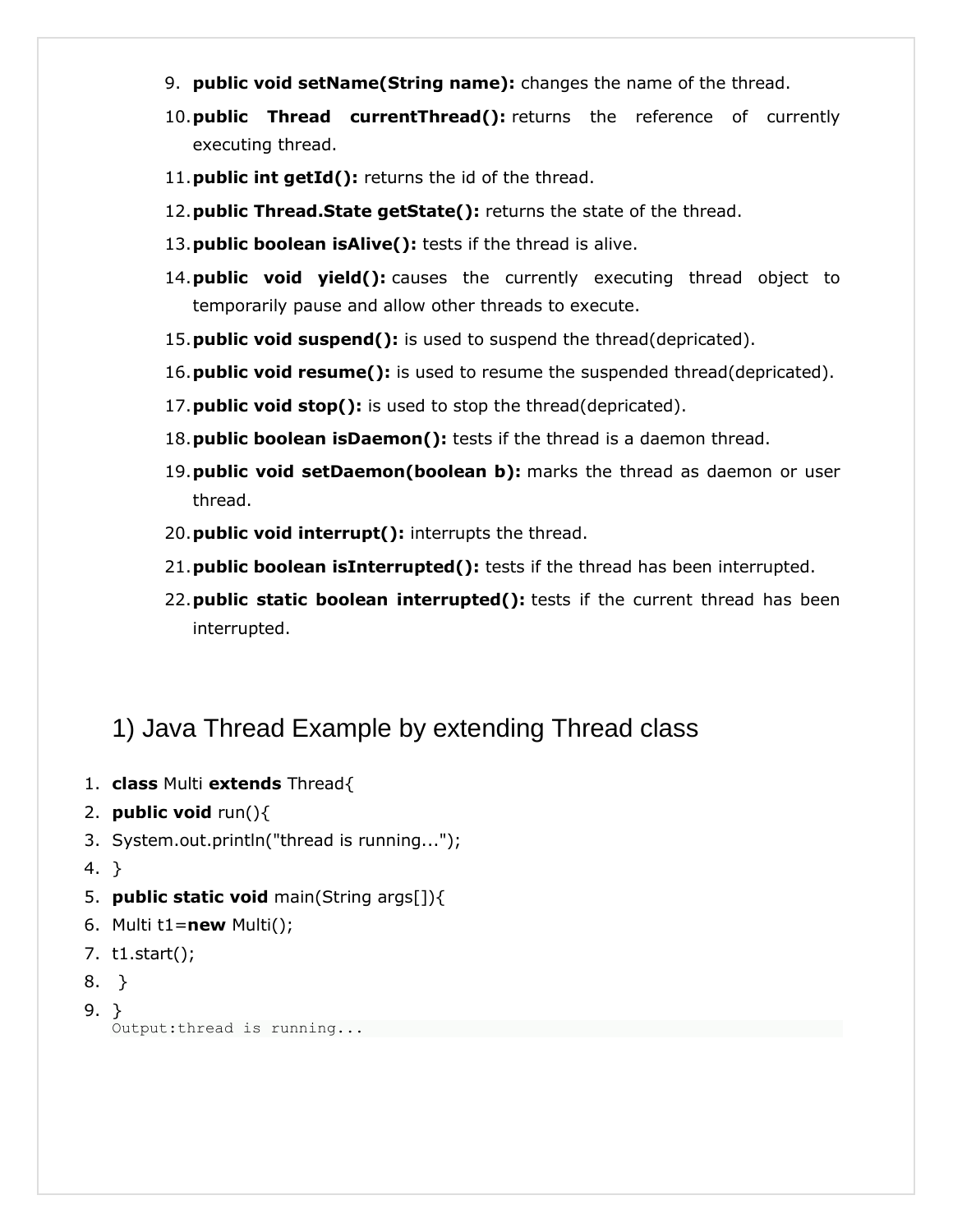9. **public void setName(String name):** changes the name of the thread.
10. **public Thread currentThread():** returns the reference of currently executing thread.
11. **public int getId():** returns the id of the thread.
12. **public Thread.State getState():** returns the state of the thread.
13. **public boolean isAlive():** tests if the thread is alive.
14. **public void yield():** causes the currently executing thread object to temporarily pause and allow other threads to execute.
15. **public void suspend():** is used to suspend the thread(depricated).
16. **public void resume():** is used to resume the suspended thread(depricated).
17. **public void stop():** is used to stop the thread(depricated).
18. **public boolean isDaemon():** tests if the thread is a daemon thread.
19. **public void setDaemon(boolean b):** marks the thread as daemon or user thread.
20. **public void interrupt():** interrupts the thread.
21. **public boolean isInterrupted():** tests if the thread has been interrupted.
22. **public static boolean interrupted():** tests if the current thread has been interrupted.

## 1) Java Thread Example by extending Thread class

```
class Multi extends Thread{
public void run(){
System.out.println("thread is running...");
}
public static void main(String args[]){
Multi t1=new Multi();
t1.start();
 }
}
```

```
Output:thread is running...
```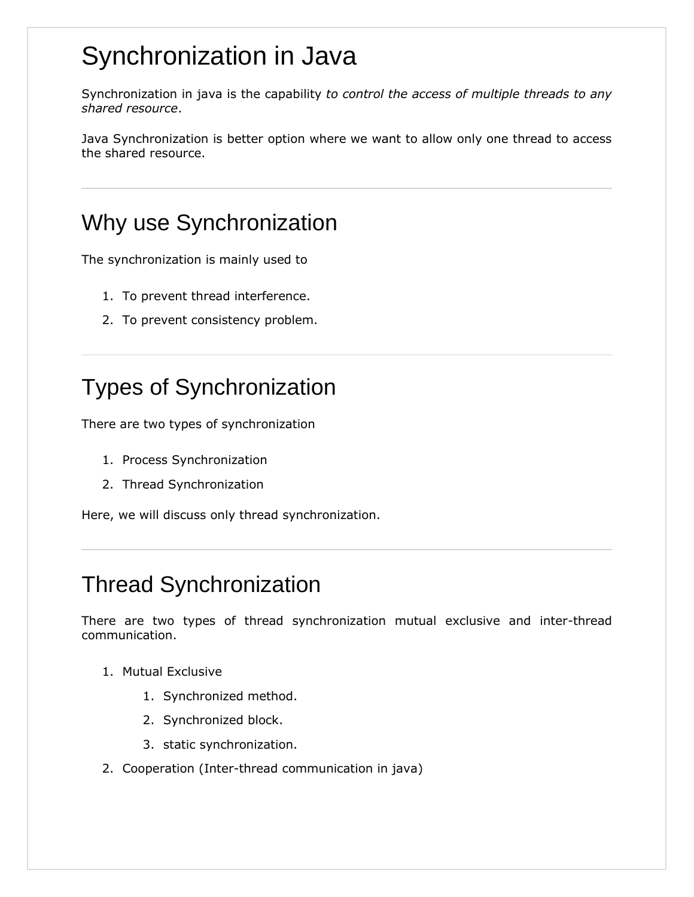# Synchronization in Java

Synchronization in java is the capability *to control the access of multiple threads to any shared resource*.

Java Synchronization is better option where we want to allow only one thread to access the shared resource.

---

## Why use Synchronization

The synchronization is mainly used to

1. To prevent thread interference.
2. To prevent consistency problem.

---

## Types of Synchronization

There are two types of synchronization

1. Process Synchronization
2. Thread Synchronization

Here, we will discuss only thread synchronization.

---

## Thread Synchronization

There are two types of thread synchronization mutual exclusive and inter-thread communication.

1. Mutual Exclusive
    1. Synchronized method.
    2. Synchronized block.
    3. static synchronization.
2. Cooperation (Inter-thread communication in java)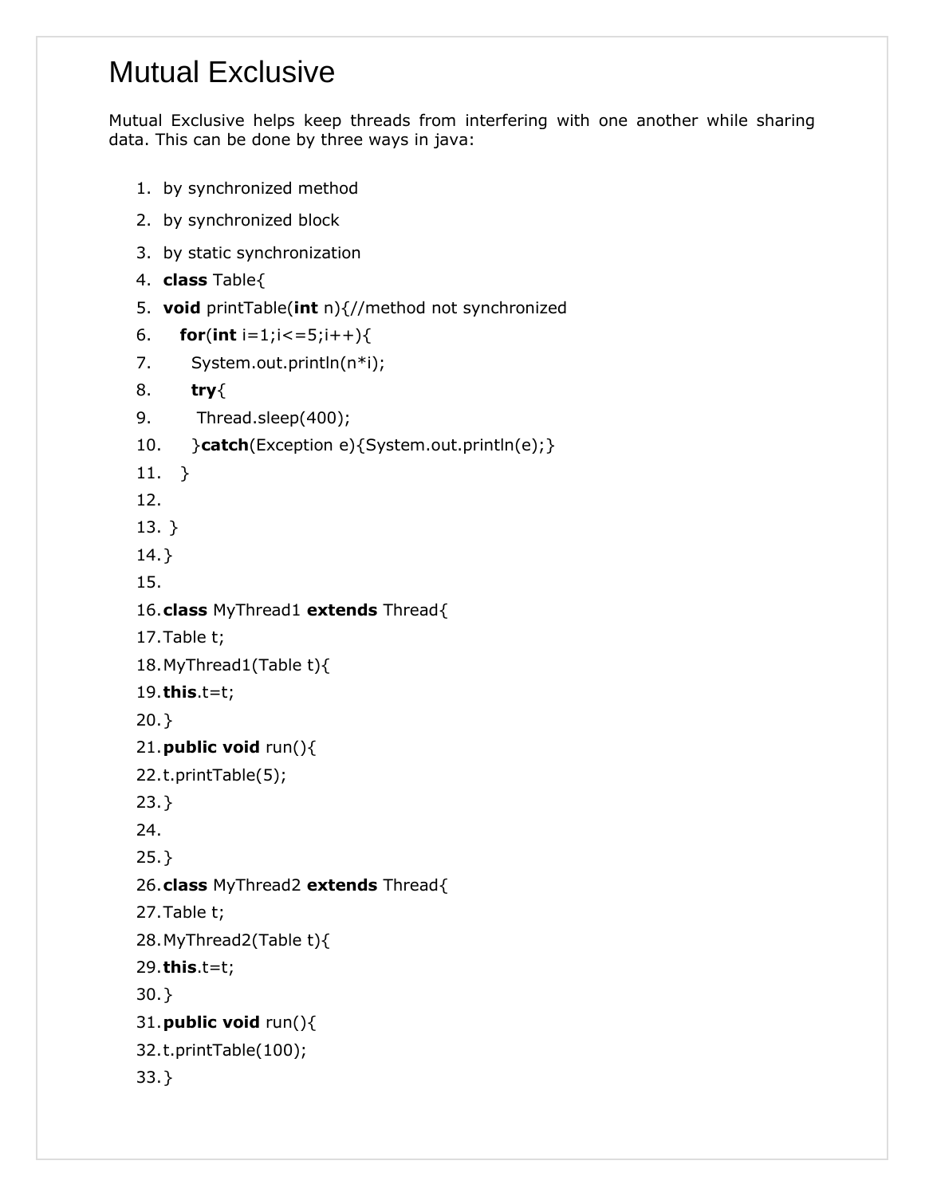# Mutual Exclusive

Mutual Exclusive helps keep threads from interfering with one another while sharing data. This can be done by three ways in java:

1. by synchronized method
2. by synchronized block
3. by static synchronization

```
4. class Table{
5. void printTable(int n){//method not synchronized
6.    for(int i=1;i<=5;i++){
7.      System.out.println(n*i);
8.      try{
9.       Thread.sleep(400);
10.     }catch(Exception e){System.out.println(e);}
11.   }
12.
13. }
14.}
15.
16.class MyThread1 extends Thread{
17.Table t;
18.MyThread1(Table t){
19.this.t=t;
20.}
21.public void run(){
22.t.printTable(5);
23.}
24.
25.}
26.class MyThread2 extends Thread{
27.Table t;
28.MyThread2(Table t){
29.this.t=t;
30.}
31.public void run(){
32.t.printTable(100);
33.}
```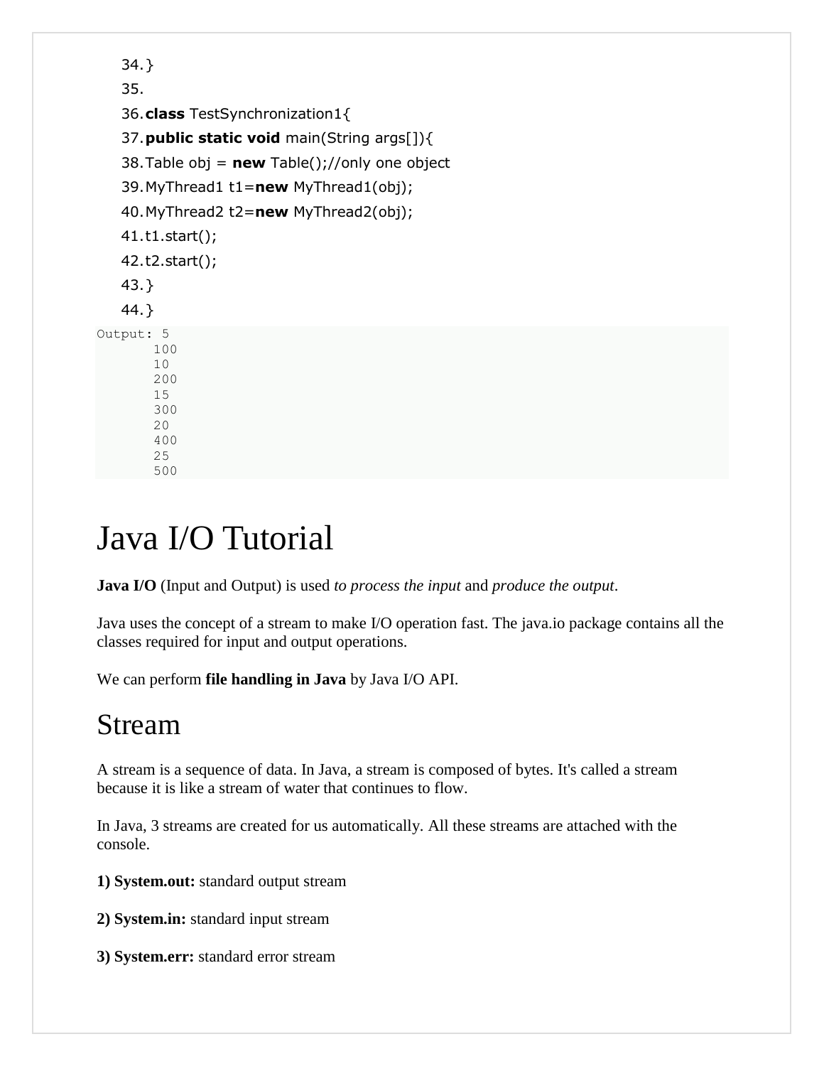```
34.}
35.
36.class TestSynchronization1{
37.public static void main(String args[]){
38.Table obj = new Table();//only one object
39.MyThread1 t1=new MyThread1(obj);
40.MyThread2 t2=new MyThread2(obj);
41.t1.start();
42.t2.start();
43.}
44.}
```

```
Output: 5
       100
       10
       200
       15
       300
       20
       400
       25
       500
```

# Java I/O Tutorial

**Java I/O** (Input and Output) is used *to process the input* and *produce the output*.

Java uses the concept of a stream to make I/O operation fast. The java.io package contains all the classes required for input and output operations.

We can perform **file handling in Java** by Java I/O API.

## Stream

A stream is a sequence of data. In Java, a stream is composed of bytes. It's called a stream because it is like a stream of water that continues to flow.

In Java, 3 streams are created for us automatically. All these streams are attached with the console.

**1) System.out:** standard output stream

**2) System.in:** standard input stream

**3) System.err:** standard error stream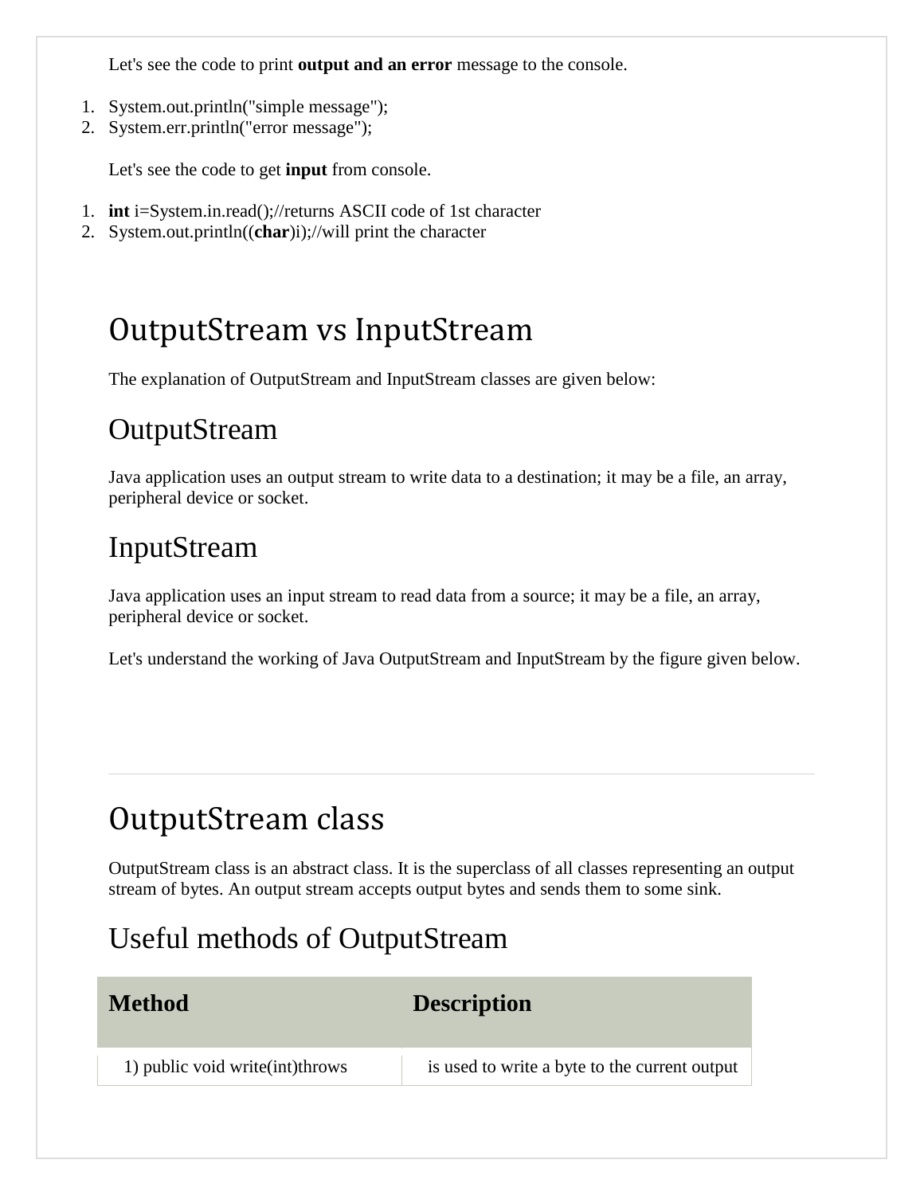Let's see the code to print **output and an error** message to the console.

1. System.out.println("simple message");
2. System.err.println("error message");

Let's see the code to get **input** from console.

1. **int** i=System.in.read();//returns ASCII code of 1st character
2. System.out.println((**char**)i);//will print the character

## OutputStream vs InputStream

The explanation of OutputStream and InputStream classes are given below:

### OutputStream

Java application uses an output stream to write data to a destination; it may be a file, an array, peripheral device or socket.

### InputStream

Java application uses an input stream to read data from a source; it may be a file, an array, peripheral device or socket.

Let's understand the working of Java OutputStream and InputStream by the figure given below.

---

## OutputStream class

OutputStream class is an abstract class. It is the superclass of all classes representing an output stream of bytes. An output stream accepts output bytes and sends them to some sink.

### Useful methods of OutputStream

| Method | Description |
|---|---|
| 1) public void write(int)throws | is used to write a byte to the current output |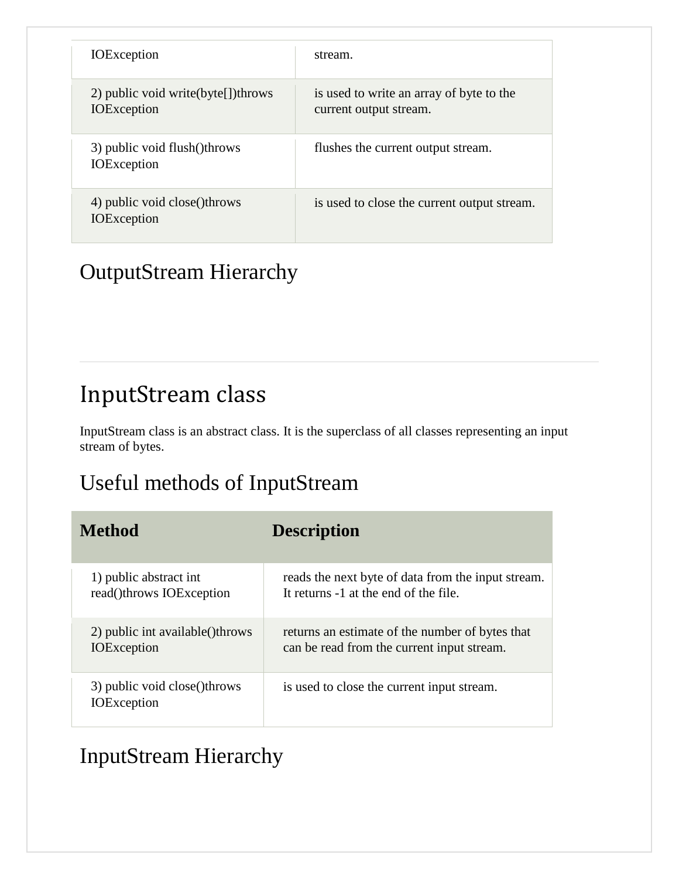| | |
|---|---|
| IOException | stream. |
| 2) public void write(byte[])throws IOException | is used to write an array of byte to the current output stream. |
| 3) public void flush()throws IOException | flushes the current output stream. |
| 4) public void close()throws IOException | is used to close the current output stream. |

### OutputStream Hierarchy

---

## InputStream class

InputStream class is an abstract class. It is the superclass of all classes representing an input stream of bytes.

### Useful methods of InputStream

| Method | Description |
|---|---|
| 1) public abstract int read()throws IOException | reads the next byte of data from the input stream. It returns -1 at the end of the file. |
| 2) public int available()throws IOException | returns an estimate of the number of bytes that can be read from the current input stream. |
| 3) public void close()throws IOException | is used to close the current input stream. |

### InputStream Hierarchy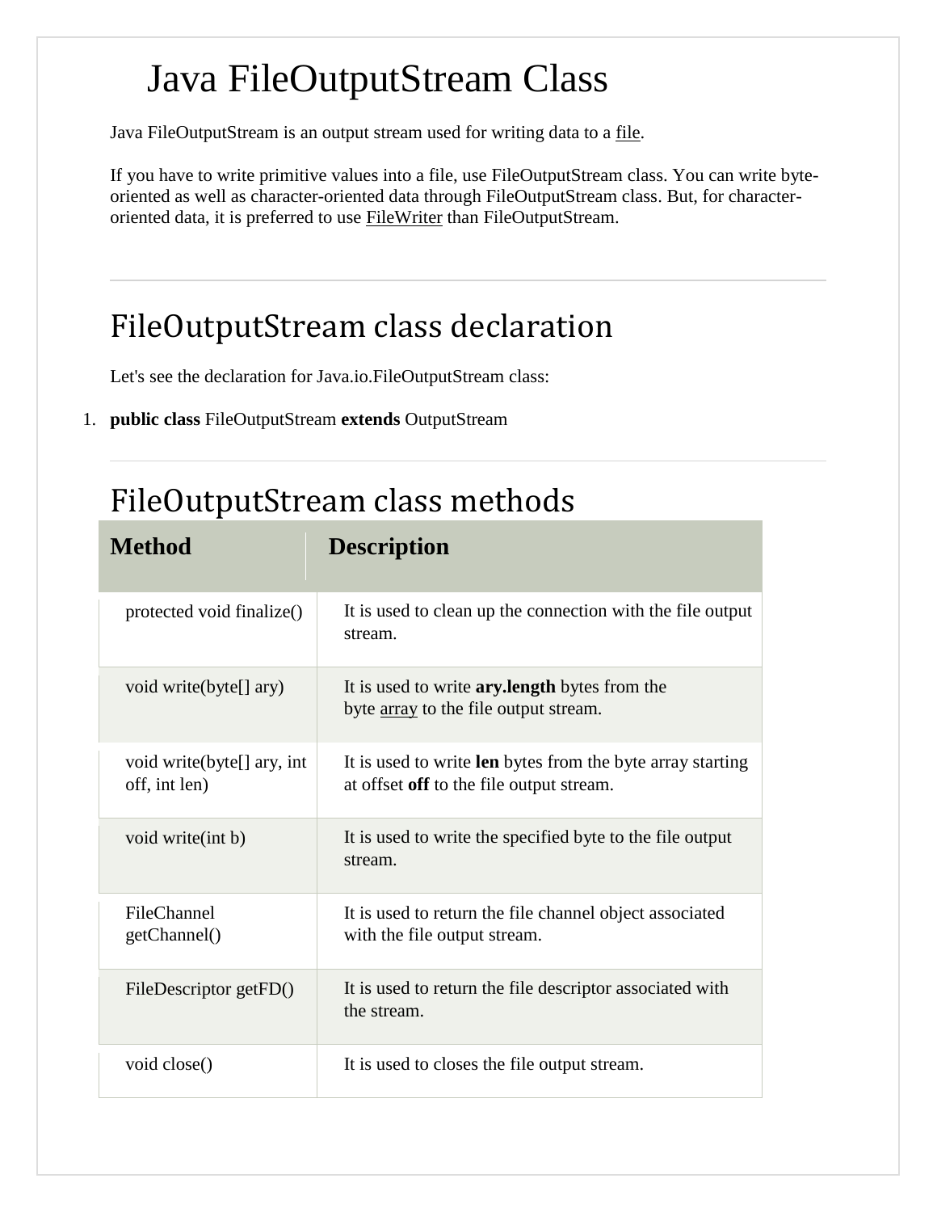# Java FileOutputStream Class

Java FileOutputStream is an output stream used for writing data to a file.

If you have to write primitive values into a file, use FileOutputStream class. You can write byte-oriented as well as character-oriented data through FileOutputStream class. But, for character-oriented data, it is preferred to use FileWriter than FileOutputStream.

---

## FileOutputStream class declaration

Let's see the declaration for Java.io.FileOutputStream class:

1. **public class** FileOutputStream **extends** OutputStream

---

## FileOutputStream class methods

| Method | Description |
|---|---|
| protected void finalize() | It is used to clean up the connection with the file output stream. |
| void write(byte[] ary) | It is used to write **ary.length** bytes from the byte array to the file output stream. |
| void write(byte[] ary, int off, int len) | It is used to write **len** bytes from the byte array starting at offset **off** to the file output stream. |
| void write(int b) | It is used to write the specified byte to the file output stream. |
| FileChannel getChannel() | It is used to return the file channel object associated with the file output stream. |
| FileDescriptor getFD() | It is used to return the file descriptor associated with the stream. |
| void close() | It is used to closes the file output stream. |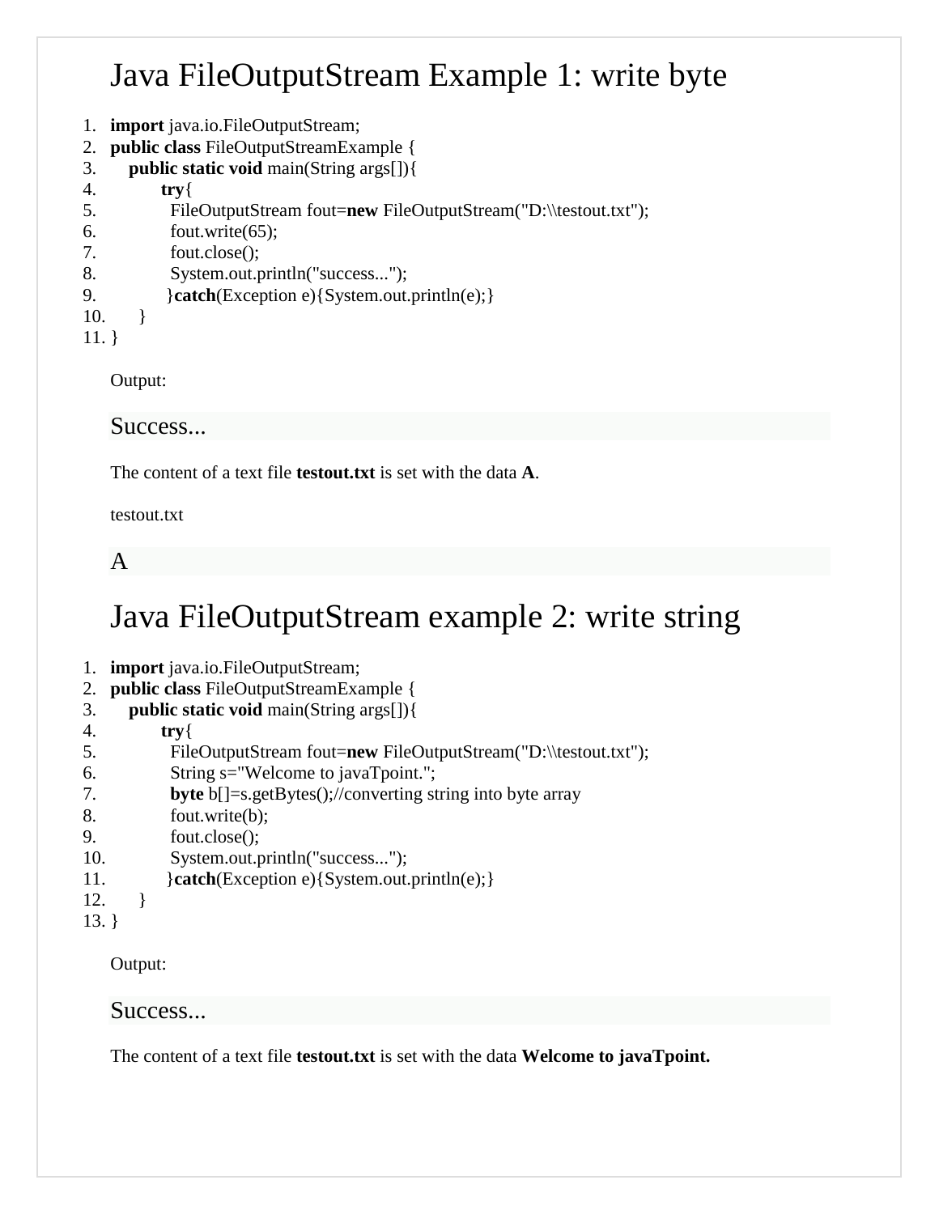## Java FileOutputStream Example 1: write byte

```
import java.io.FileOutputStream;
public class FileOutputStreamExample {
    public static void main(String args[]){
          try{
            FileOutputStream fout=new FileOutputStream("D:\\testout.txt");
            fout.write(65);
            fout.close();
            System.out.println("success...");
           }catch(Exception e){System.out.println(e);}
     }
}
```

Output:

```
Success...
```

The content of a text file **testout.txt** is set with the data **A**.

testout.txt

```
A
```

## Java FileOutputStream example 2: write string

```
import java.io.FileOutputStream;
public class FileOutputStreamExample {
    public static void main(String args[]){
          try{
            FileOutputStream fout=new FileOutputStream("D:\\testout.txt");
            String s="Welcome to javaTpoint.";
            byte b[]=s.getBytes();//converting string into byte array
            fout.write(b);
            fout.close();
            System.out.println("success...");
           }catch(Exception e){System.out.println(e);}
     }
}
```

Output:

```
Success...
```

The content of a text file **testout.txt** is set with the data **Welcome to javaTpoint.**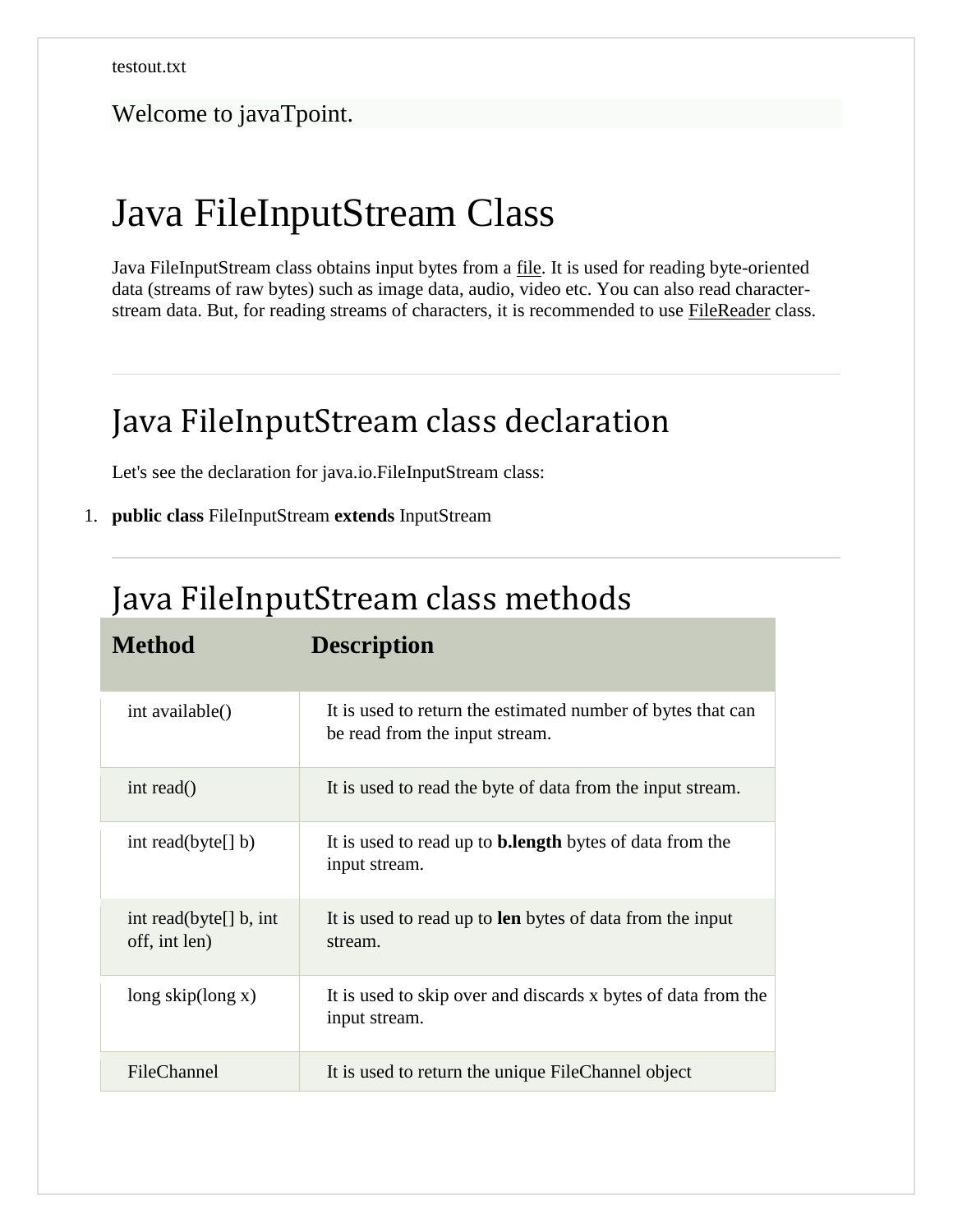testout.txt

```
Welcome to javaTpoint.
```

# Java FileInputStream Class

Java FileInputStream class obtains input bytes from a file. It is used for reading byte-oriented data (streams of raw bytes) such as image data, audio, video etc. You can also read character-stream data. But, for reading streams of characters, it is recommended to use FileReader class.

---

## Java FileInputStream class declaration

Let's see the declaration for java.io.FileInputStream class:

1. **public class** FileInputStream **extends** InputStream

---

## Java FileInputStream class methods

| Method | Description |
|---|---|
| int available() | It is used to return the estimated number of bytes that can be read from the input stream. |
| int read() | It is used to read the byte of data from the input stream. |
| int read(byte[] b) | It is used to read up to **b.length** bytes of data from the input stream. |
| int read(byte[] b, int off, int len) | It is used to read up to **len** bytes of data from the input stream. |
| long skip(long x) | It is used to skip over and discards x bytes of data from the input stream. |
| FileChannel | It is used to return the unique FileChannel object |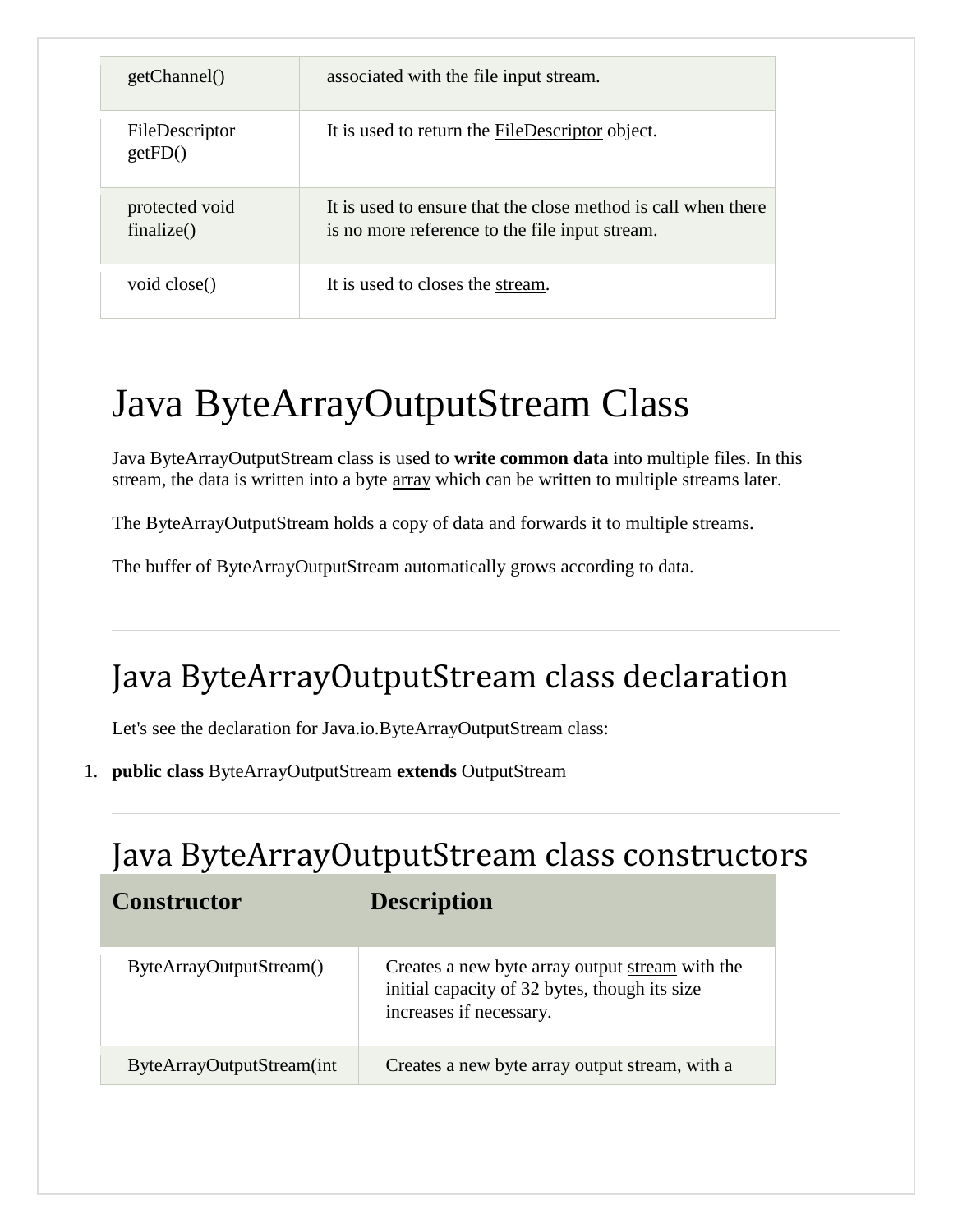| | |
|---|---|
| getChannel() | associated with the file input stream. |
| FileDescriptor getFD() | It is used to return the FileDescriptor object. |
| protected void finalize() | It is used to ensure that the close method is call when there is no more reference to the file input stream. |
| void close() | It is used to closes the stream. |

# Java ByteArrayOutputStream Class

Java ByteArrayOutputStream class is used to **write common data** into multiple files. In this stream, the data is written into a byte array which can be written to multiple streams later.

The ByteArrayOutputStream holds a copy of data and forwards it to multiple streams.

The buffer of ByteArrayOutputStream automatically grows according to data.

## Java ByteArrayOutputStream class declaration

Let's see the declaration for Java.io.ByteArrayOutputStream class:

1. **public class** ByteArrayOutputStream **extends** OutputStream

## Java ByteArrayOutputStream class constructors

| Constructor | Description |
|---|---|
| ByteArrayOutputStream() | Creates a new byte array output stream with the initial capacity of 32 bytes, though its size increases if necessary. |
| ByteArrayOutputStream(int | Creates a new byte array output stream, with a |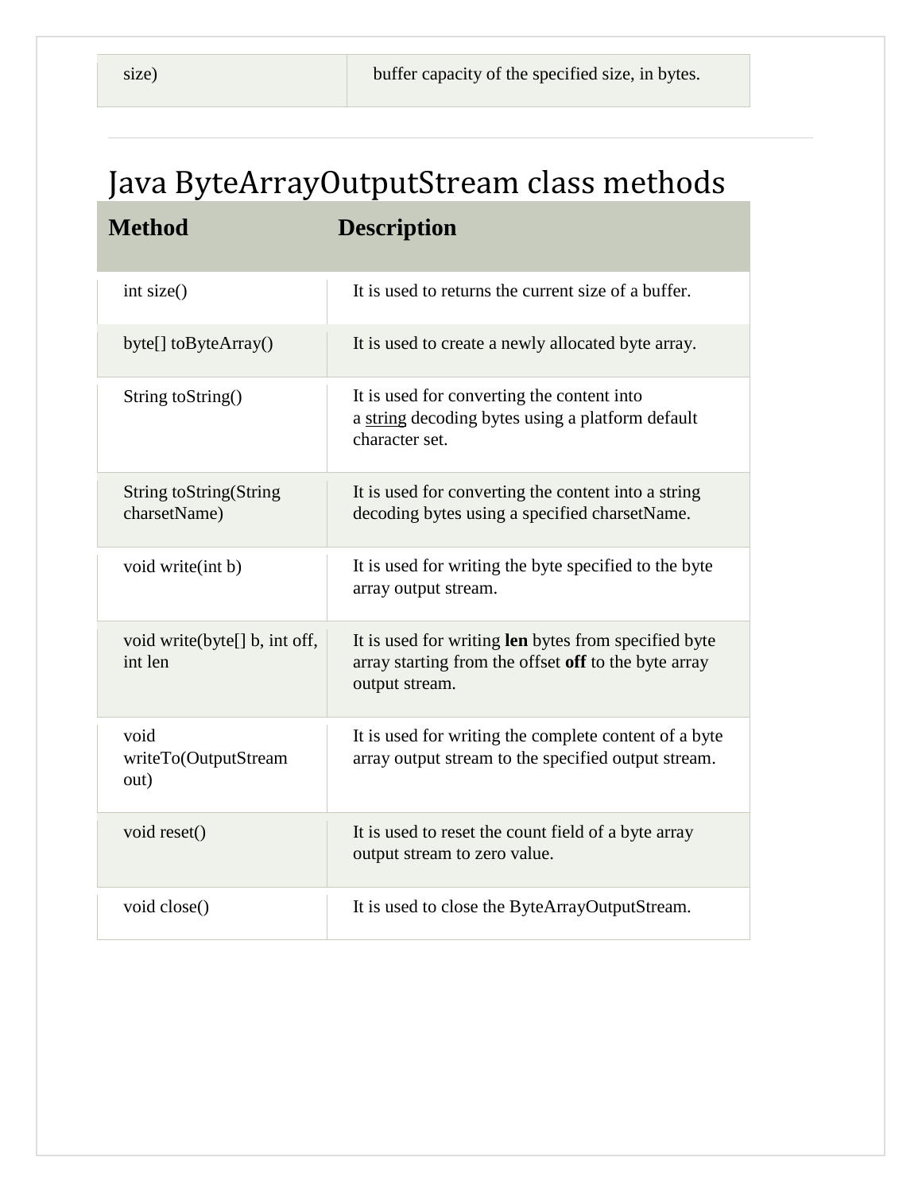| size) | buffer capacity of the specified size, in bytes. |
|---|---|

---

# Java ByteArrayOutputStream class methods

| Method | Description |
|---|---|
| int size() | It is used to returns the current size of a buffer. |
| byte[] toByteArray() | It is used to create a newly allocated byte array. |
| String toString() | It is used for converting the content into a string decoding bytes using a platform default character set. |
| String toString(String charsetName) | It is used for converting the content into a string decoding bytes using a specified charsetName. |
| void write(int b) | It is used for writing the byte specified to the byte array output stream. |
| void write(byte[] b, int off, int len | It is used for writing **len** bytes from specified byte array starting from the offset **off** to the byte array output stream. |
| void writeTo(OutputStream out) | It is used for writing the complete content of a byte array output stream to the specified output stream. |
| void reset() | It is used to reset the count field of a byte array output stream to zero value. |
| void close() | It is used to close the ByteArrayOutputStream. |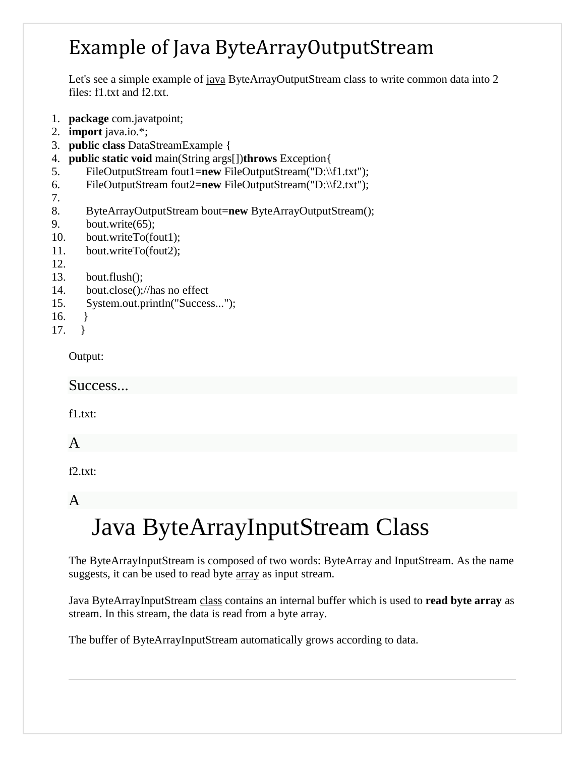# Example of Java ByteArrayOutputStream

Let's see a simple example of java ByteArrayOutputStream class to write common data into 2 files: f1.txt and f2.txt.

```
package com.javatpoint;
import java.io.*;
public class DataStreamExample {
public static void main(String args[])throws Exception{
      FileOutputStream fout1=new FileOutputStream("D:\\f1.txt");
      FileOutputStream fout2=new FileOutputStream("D:\\f2.txt");

      ByteArrayOutputStream bout=new ByteArrayOutputStream();
      bout.write(65);
      bout.writeTo(fout1);
      bout.writeTo(fout2);

      bout.flush();
      bout.close();//has no effect
      System.out.println("Success...");
     }
   }
```

Output:

```
Success...
```

f1.txt:

```
A
```

f2.txt:

```
A
```

# Java ByteArrayInputStream Class

The ByteArrayInputStream is composed of two words: ByteArray and InputStream. As the name suggests, it can be used to read byte array as input stream.

Java ByteArrayInputStream class contains an internal buffer which is used to **read byte array** as stream. In this stream, the data is read from a byte array.

The buffer of ByteArrayInputStream automatically grows according to data.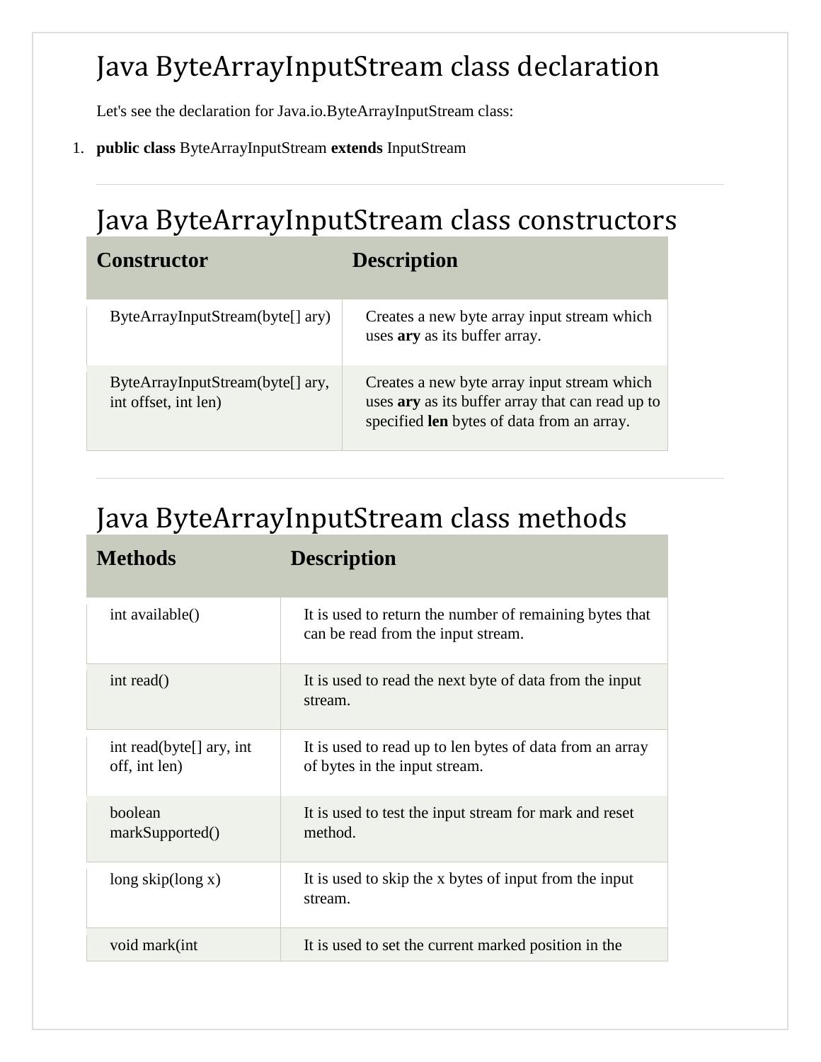## Java ByteArrayInputStream class declaration

Let's see the declaration for Java.io.ByteArrayInputStream class:

1. **public class** ByteArrayInputStream **extends** InputStream

---

## Java ByteArrayInputStream class constructors

| Constructor | Description |
|---|---|
| ByteArrayInputStream(byte[] ary) | Creates a new byte array input stream which uses **ary** as its buffer array. |
| ByteArrayInputStream(byte[] ary, int offset, int len) | Creates a new byte array input stream which uses **ary** as its buffer array that can read up to specified **len** bytes of data from an array. |

---

## Java ByteArrayInputStream class methods

| Methods | Description |
|---|---|
| int available() | It is used to return the number of remaining bytes that can be read from the input stream. |
| int read() | It is used to read the next byte of data from the input stream. |
| int read(byte[] ary, int off, int len) | It is used to read up to len bytes of data from an array of bytes in the input stream. |
| boolean markSupported() | It is used to test the input stream for mark and reset method. |
| long skip(long x) | It is used to skip the x bytes of input from the input stream. |
| void mark(int | It is used to set the current marked position in the |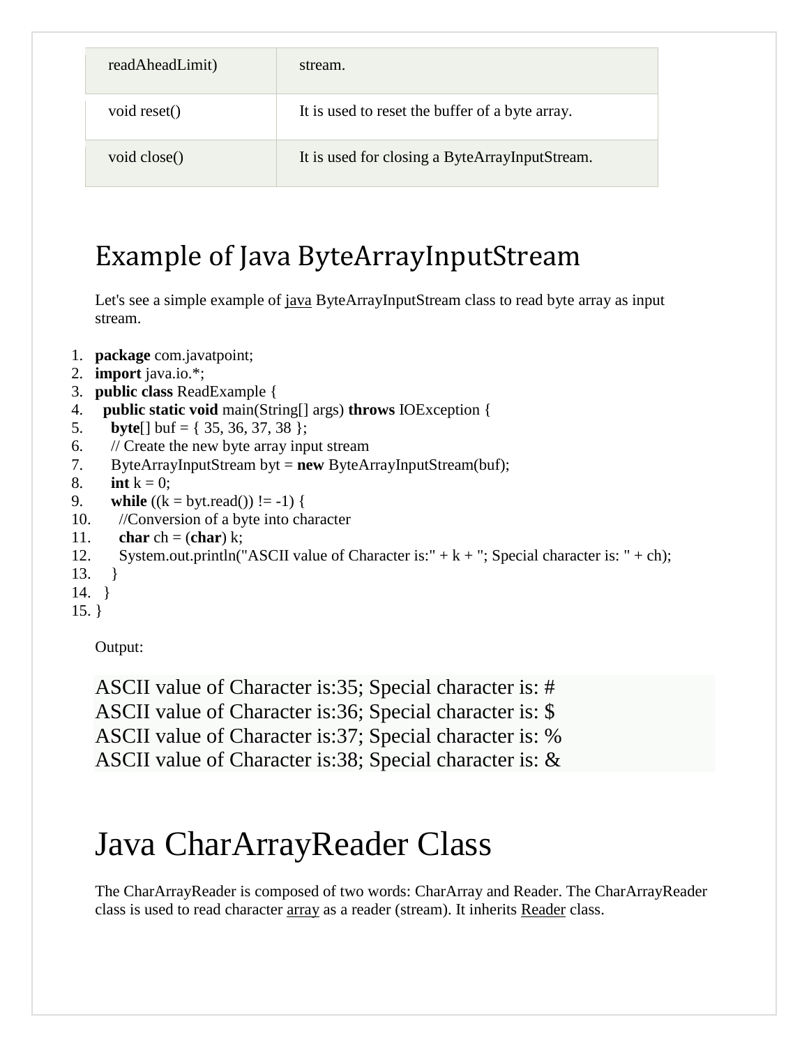| readAheadLimit) | stream. |
|---|---|
| void reset() | It is used to reset the buffer of a byte array. |
| void close() | It is used for closing a ByteArrayInputStream. |

## Example of Java ByteArrayInputStream

Let's see a simple example of java ByteArrayInputStream class to read byte array as input stream.

```
package com.javatpoint;
import java.io.*;
public class ReadExample {
  public static void main(String[] args) throws IOException {
    byte[] buf = { 35, 36, 37, 38 };
    // Create the new byte array input stream
    ByteArrayInputStream byt = new ByteArrayInputStream(buf);
    int k = 0;
    while ((k = byt.read()) != -1) {
      //Conversion of a byte into character
      char ch = (char) k;
      System.out.println("ASCII value of Character is:" + k + "; Special character is: " + ch);
    }
  }
}
```

Output:

```
ASCII value of Character is:35; Special character is: #
ASCII value of Character is:36; Special character is: $
ASCII value of Character is:37; Special character is: %
ASCII value of Character is:38; Special character is: &
```

# Java CharArrayReader Class

The CharArrayReader is composed of two words: CharArray and Reader. The CharArrayReader class is used to read character array as a reader (stream). It inherits Reader class.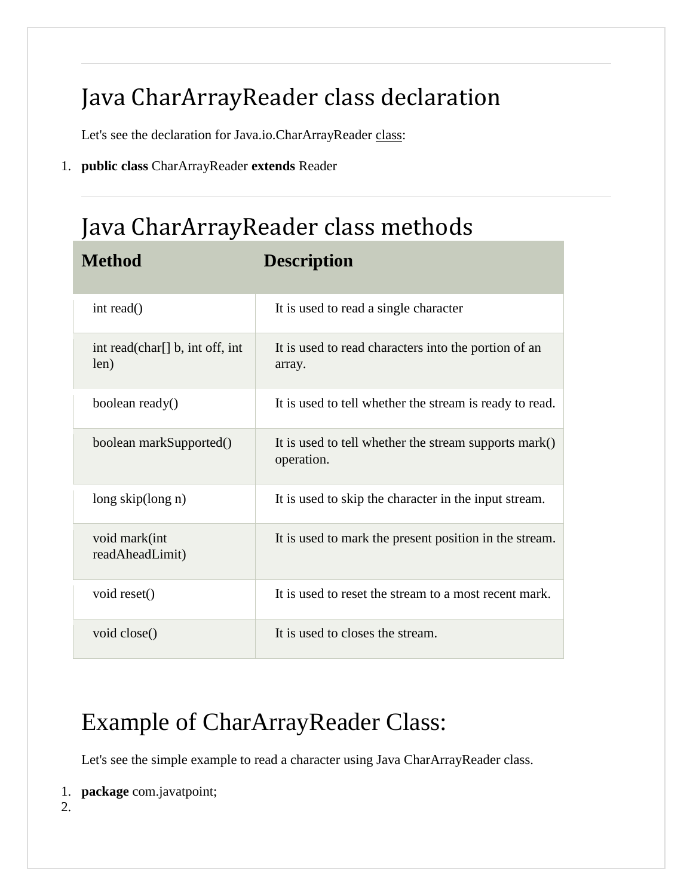---

## Java CharArrayReader class declaration

Let's see the declaration for Java.io.CharArrayReader class:

```
1. public class CharArrayReader extends Reader
```

---

## Java CharArrayReader class methods

| Method | Description |
| --- | --- |
| int read() | It is used to read a single character |
| int read(char[] b, int off, int len) | It is used to read characters into the portion of an array. |
| boolean ready() | It is used to tell whether the stream is ready to read. |
| boolean markSupported() | It is used to tell whether the stream supports mark() operation. |
| long skip(long n) | It is used to skip the character in the input stream. |
| void mark(int readAheadLimit) | It is used to mark the present position in the stream. |
| void reset() | It is used to reset the stream to a most recent mark. |
| void close() | It is used to closes the stream. |

## Example of CharArrayReader Class:

Let's see the simple example to read a character using Java CharArrayReader class.

```
1. package com.javatpoint;
2.
```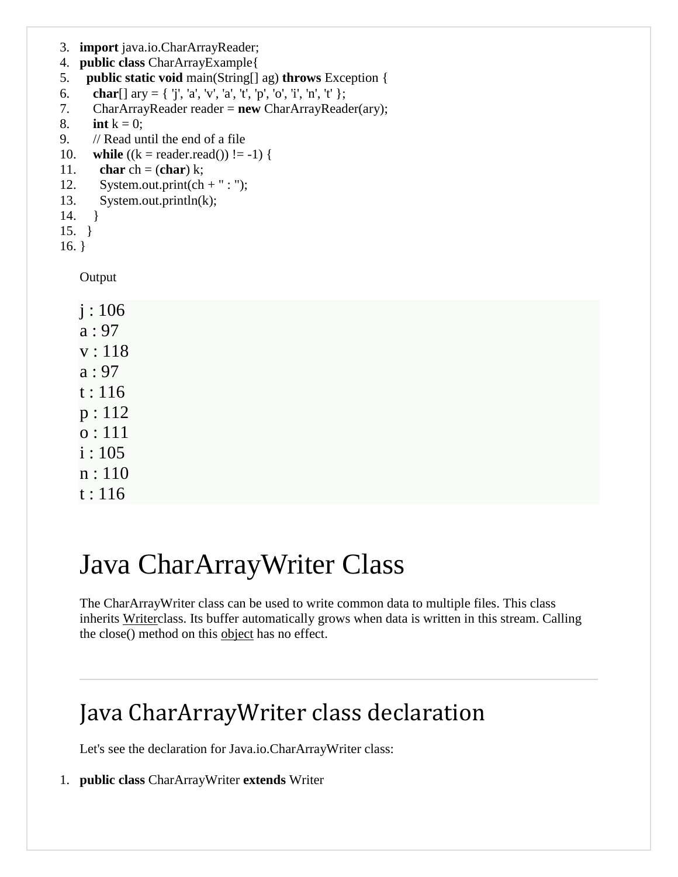```java
import java.io.CharArrayReader;
public class CharArrayExample{
  public static void main(String[] ag) throws Exception {
    char[] ary = { 'j', 'a', 'v', 'a', 't', 'p', 'o', 'i', 'n', 't' };
    CharArrayReader reader = new CharArrayReader(ary);
    int k = 0;
    // Read until the end of a file
    while ((k = reader.read()) != -1) {
      char ch = (char) k;
      System.out.print(ch + " : ");
      System.out.println(k);
    }
  }
}
```

Output

```
j : 106
a : 97
v : 118
a : 97
t : 116
p : 112
o : 111
i : 105
n : 110
t : 116
```

# Java CharArrayWriter Class

The CharArrayWriter class can be used to write common data to multiple files. This class inherits Writerclass. Its buffer automatically grows when data is written in this stream. Calling the close() method on this object has no effect.

---

## Java CharArrayWriter class declaration

Let's see the declaration for Java.io.CharArrayWriter class:

```java
public class CharArrayWriter extends Writer
```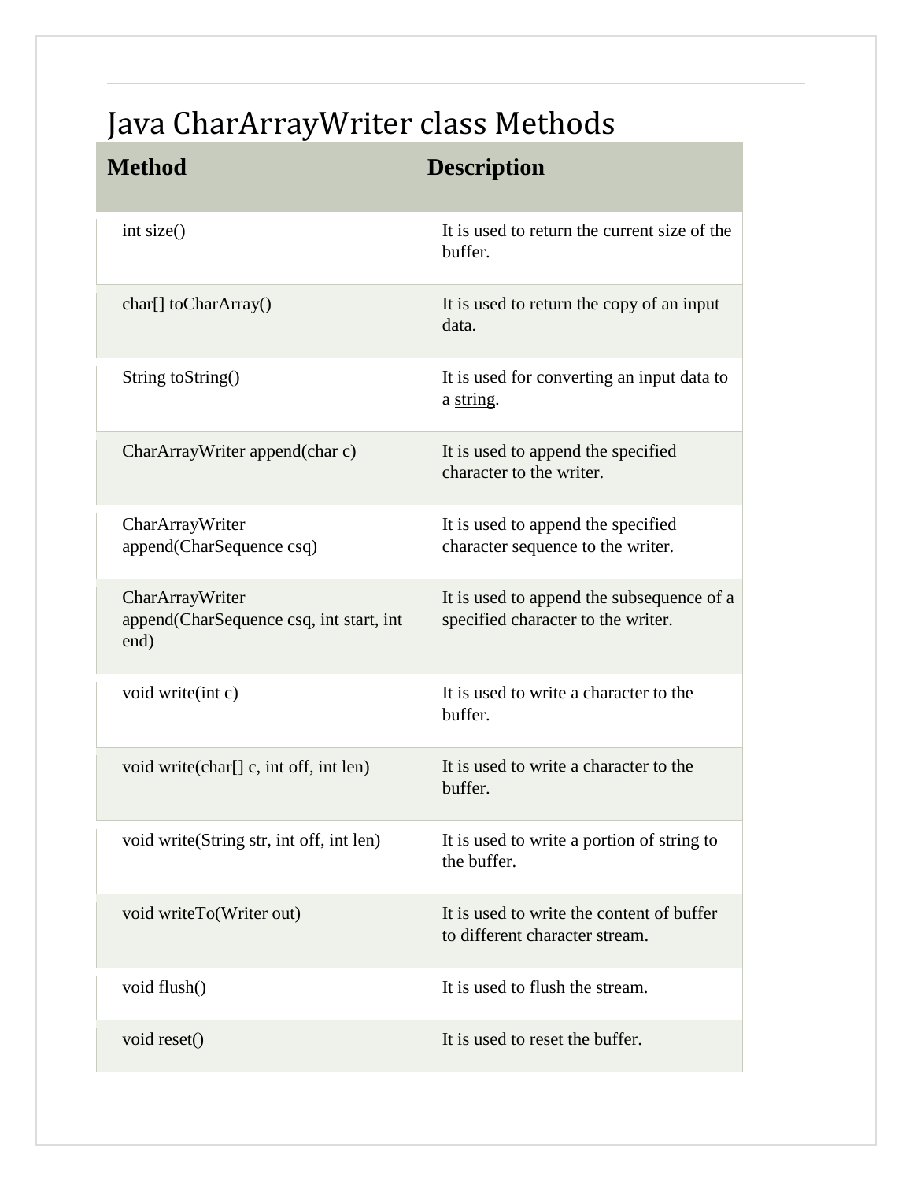# Java CharArrayWriter class Methods

| Method | Description |
| --- | --- |
| int size() | It is used to return the current size of the buffer. |
| char[] toCharArray() | It is used to return the copy of an input data. |
| String toString() | It is used for converting an input data to a string. |
| CharArrayWriter append(char c) | It is used to append the specified character to the writer. |
| CharArrayWriter append(CharSequence csq) | It is used to append the specified character sequence to the writer. |
| CharArrayWriter append(CharSequence csq, int start, int end) | It is used to append the subsequence of a specified character to the writer. |
| void write(int c) | It is used to write a character to the buffer. |
| void write(char[] c, int off, int len) | It is used to write a character to the buffer. |
| void write(String str, int off, int len) | It is used to write a portion of string to the buffer. |
| void writeTo(Writer out) | It is used to write the content of buffer to different character stream. |
| void flush() | It is used to flush the stream. |
| void reset() | It is used to reset the buffer. |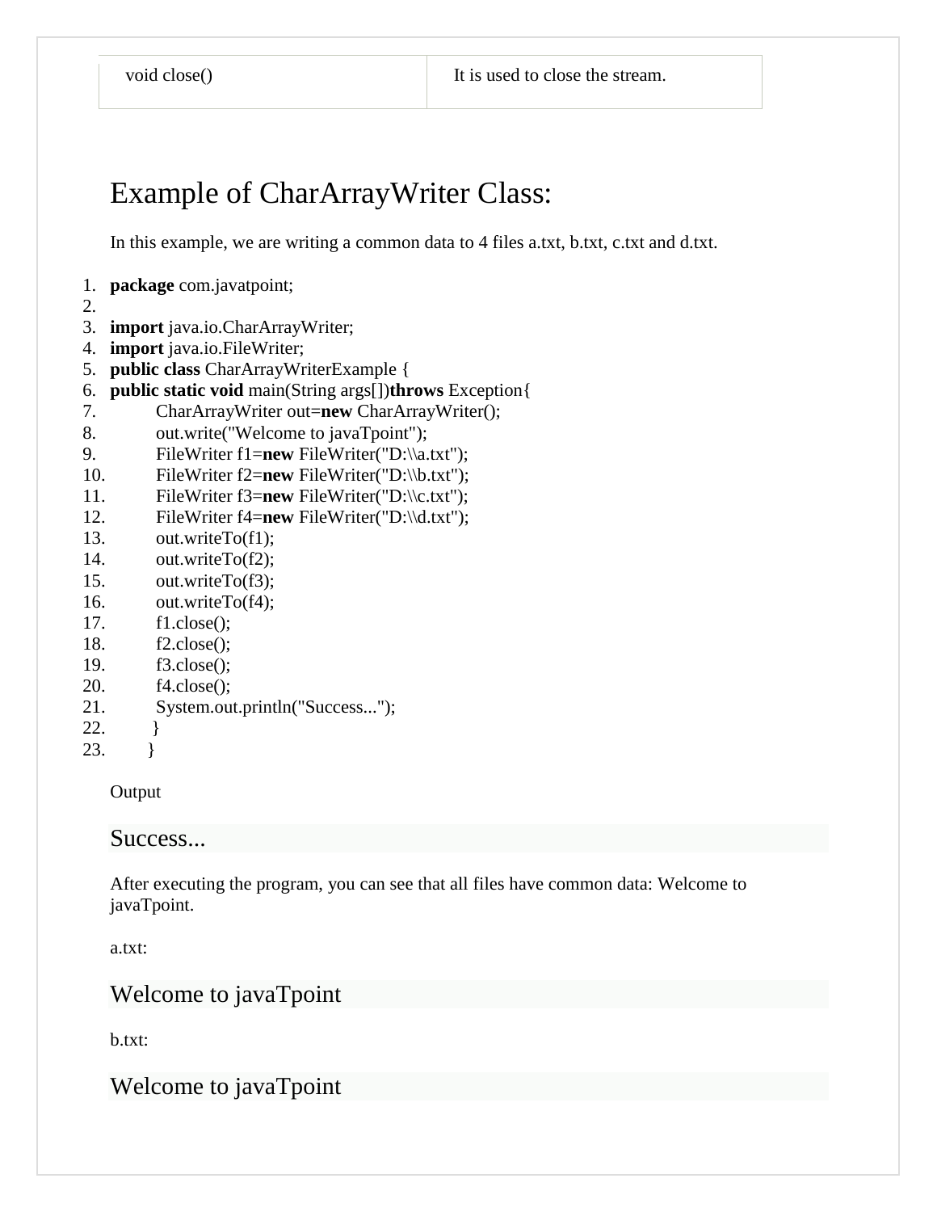| void close() | It is used to close the stream. |
|---|---|

# Example of CharArrayWriter Class:

In this example, we are writing a common data to 4 files a.txt, b.txt, c.txt and d.txt.

```
package com.javatpoint;

import java.io.CharArrayWriter;
import java.io.FileWriter;
public class CharArrayWriterExample {
public static void main(String args[])throws Exception{
          CharArrayWriter out=new CharArrayWriter();
          out.write("Welcome to javaTpoint");
          FileWriter f1=new FileWriter("D:\\a.txt");
          FileWriter f2=new FileWriter("D:\\b.txt");
          FileWriter f3=new FileWriter("D:\\c.txt");
          FileWriter f4=new FileWriter("D:\\d.txt");
          out.writeTo(f1);
          out.writeTo(f2);
          out.writeTo(f3);
          out.writeTo(f4);
          f1.close();
          f2.close();
          f3.close();
          f4.close();
          System.out.println("Success...");
         }
       }
```

Output

```
Success...
```

After executing the program, you can see that all files have common data: Welcome to javaTpoint.

a.txt:

```
Welcome to javaTpoint
```

b.txt:

```
Welcome to javaTpoint
```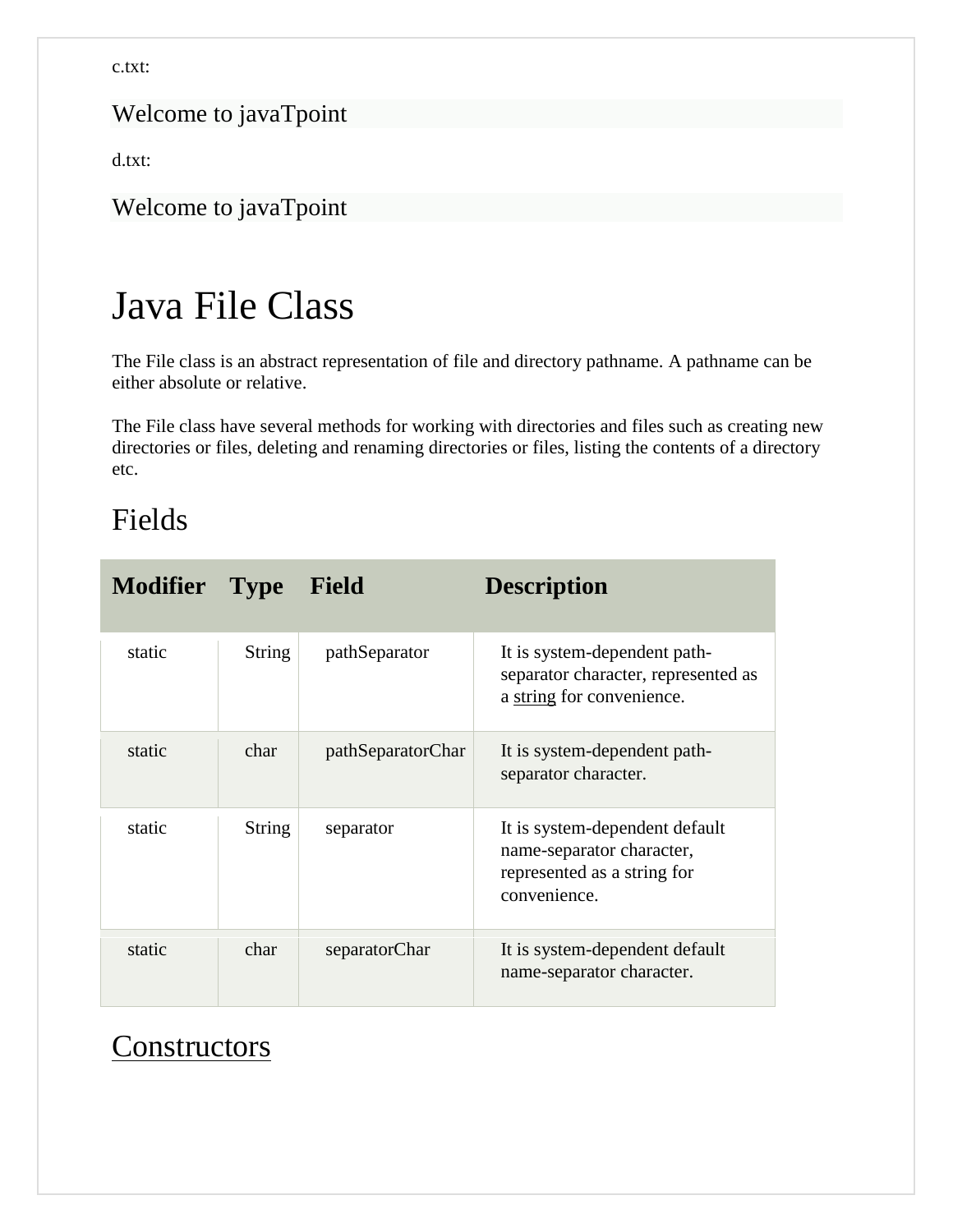c.txt:

```
Welcome to javaTpoint
```

d.txt:

```
Welcome to javaTpoint
```

# Java File Class

The File class is an abstract representation of file and directory pathname. A pathname can be either absolute or relative.

The File class have several methods for working with directories and files such as creating new directories or files, deleting and renaming directories or files, listing the contents of a directory etc.

## Fields

| Modifier | Type | Field | Description |
|---|---|---|---|
| static | String | pathSeparator | It is system-dependent path-separator character, represented as a string for convenience. |
| static | char | pathSeparatorChar | It is system-dependent path-separator character. |
| static | String | separator | It is system-dependent default name-separator character, represented as a string for convenience. |
| static | char | separatorChar | It is system-dependent default name-separator character. |

## Constructors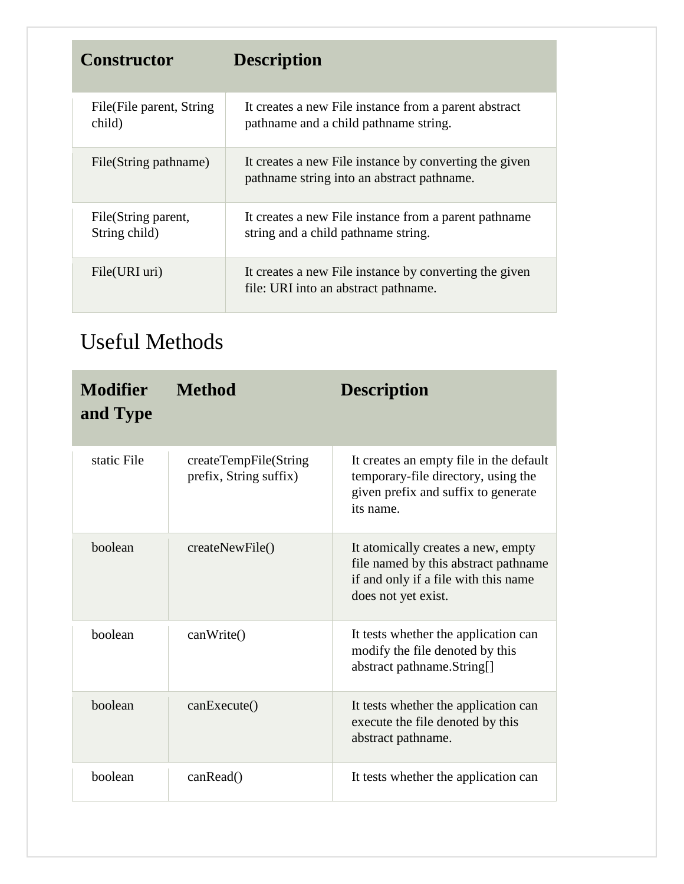| Constructor | Description |
| --- | --- |
| File(File parent, String child) | It creates a new File instance from a parent abstract pathname and a child pathname string. |
| File(String pathname) | It creates a new File instance by converting the given pathname string into an abstract pathname. |
| File(String parent, String child) | It creates a new File instance from a parent pathname string and a child pathname string. |
| File(URI uri) | It creates a new File instance by converting the given file: URI into an abstract pathname. |

## Useful Methods

| Modifier and Type | Method | Description |
| --- | --- | --- |
| static File | createTempFile(String prefix, String suffix) | It creates an empty file in the default temporary-file directory, using the given prefix and suffix to generate its name. |
| boolean | createNewFile() | It atomically creates a new, empty file named by this abstract pathname if and only if a file with this name does not yet exist. |
| boolean | canWrite() | It tests whether the application can modify the file denoted by this abstract pathname.String[] |
| boolean | canExecute() | It tests whether the application can execute the file denoted by this abstract pathname. |
| boolean | canRead() | It tests whether the application can |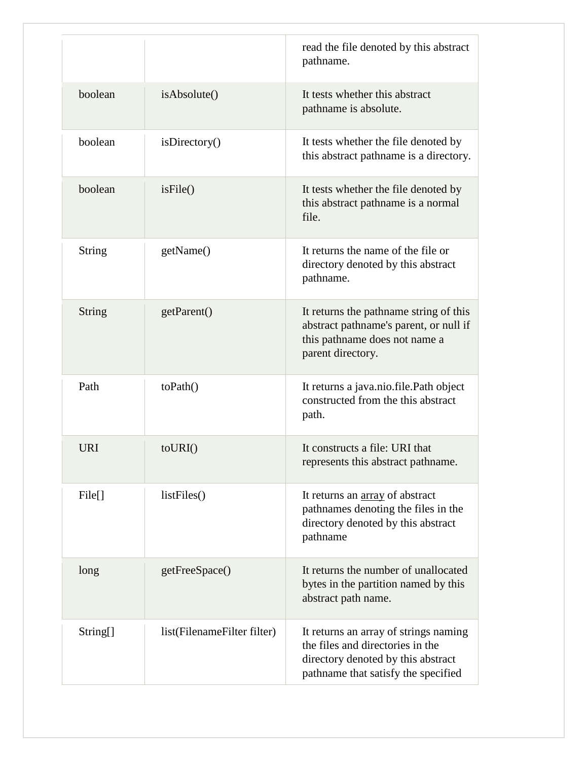| | | |
|---|---|---|
| | | read the file denoted by this abstract pathname. |
| boolean | isAbsolute() | It tests whether this abstract pathname is absolute. |
| boolean | isDirectory() | It tests whether the file denoted by this abstract pathname is a directory. |
| boolean | isFile() | It tests whether the file denoted by this abstract pathname is a normal file. |
| String | getName() | It returns the name of the file or directory denoted by this abstract pathname. |
| String | getParent() | It returns the pathname string of this abstract pathname's parent, or null if this pathname does not name a parent directory. |
| Path | toPath() | It returns a java.nio.file.Path object constructed from the this abstract path. |
| URI | toURI() | It constructs a file: URI that represents this abstract pathname. |
| File[] | listFiles() | It returns an array of abstract pathnames denoting the files in the directory denoted by this abstract pathname |
| long | getFreeSpace() | It returns the number of unallocated bytes in the partition named by this abstract path name. |
| String[] | list(FilenameFilter filter) | It returns an array of strings naming the files and directories in the directory denoted by this abstract pathname that satisfy the specified |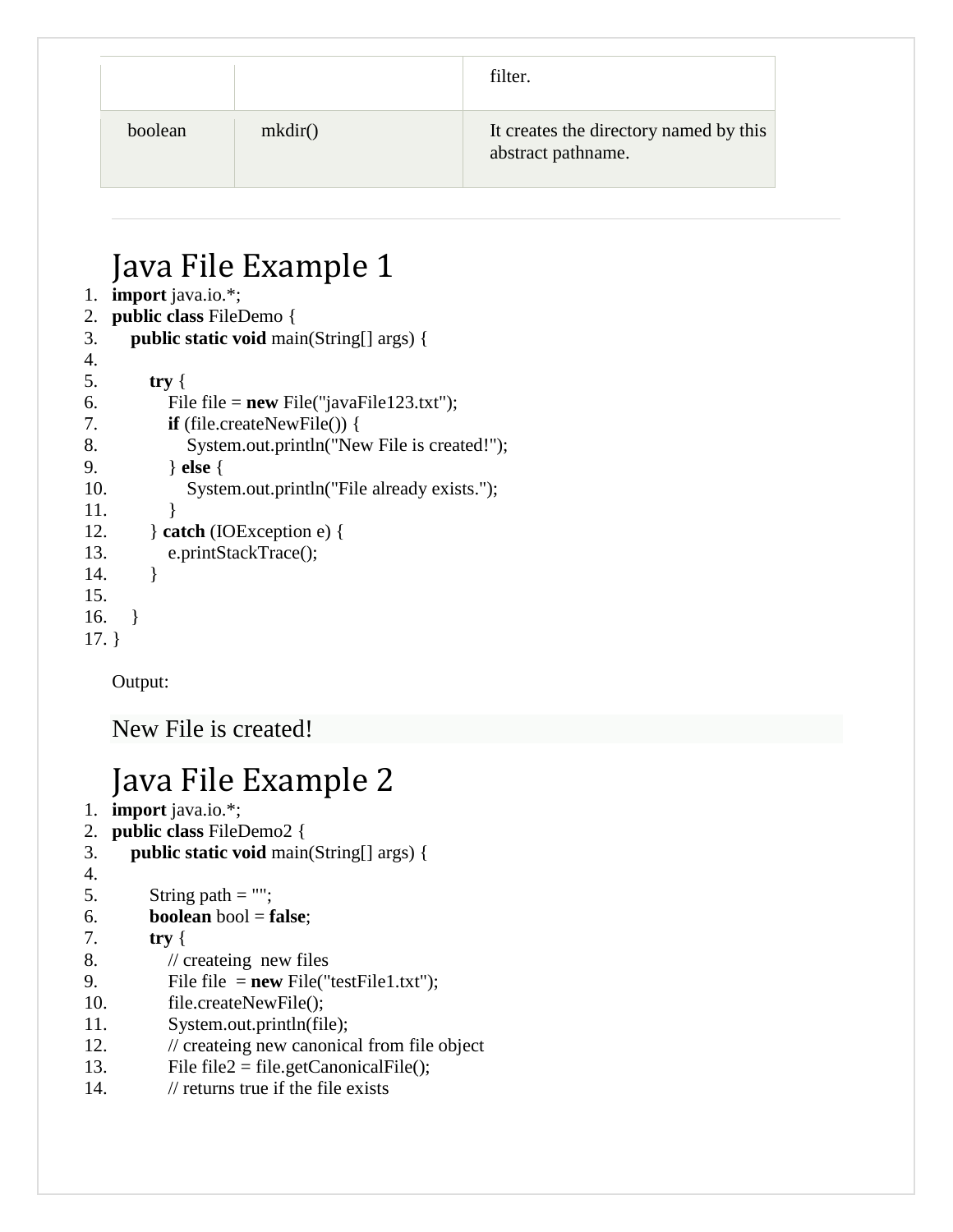|  |  | filter. |
| --- | --- | --- |
| boolean | mkdir() | It creates the directory named by this abstract pathname. |

---

## Java File Example 1

```
import java.io.*;
public class FileDemo {
    public static void main(String[] args) {

        try {
            File file = new File("javaFile123.txt");
            if (file.createNewFile()) {
                System.out.println("New File is created!");
            } else {
                System.out.println("File already exists.");
            }
        } catch (IOException e) {
            e.printStackTrace();
        }

    }
}
```

Output:

```
New File is created!
```

## Java File Example 2

```
import java.io.*;
public class FileDemo2 {
    public static void main(String[] args) {

        String path = "";
        boolean bool = false;
        try {
            // createing  new files
            File file  = new File("testFile1.txt");
            file.createNewFile();
            System.out.println(file);
            // createing new canonical from file object
            File file2 = file.getCanonicalFile();
            // returns true if the file exists
```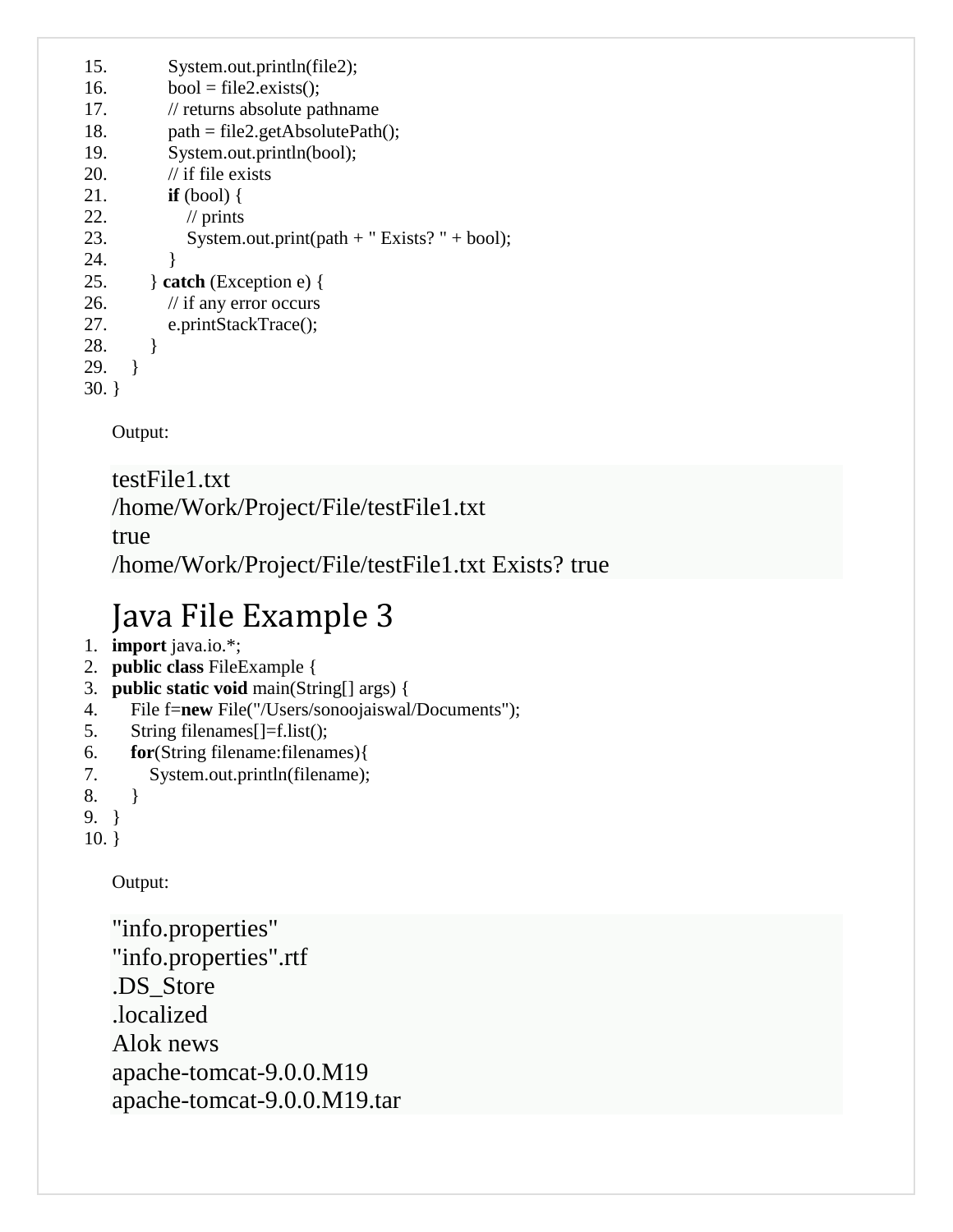```java
            System.out.println(file2);
            bool = file2.exists();
            // returns absolute pathname
            path = file2.getAbsolutePath();
            System.out.println(bool);
            // if file exists
            if (bool) {
                // prints
                System.out.print(path + " Exists? " + bool);
            }
        } catch (Exception e) {
            // if any error occurs
            e.printStackTrace();
        }
    }
}
```

Output:

```
testFile1.txt
/home/Work/Project/File/testFile1.txt
true
/home/Work/Project/File/testFile1.txt Exists? true
```

## Java File Example 3

```java
import java.io.*;
public class FileExample {
public static void main(String[] args) {
    File f=new File("/Users/sonoojaiswal/Documents");
    String filenames[]=f.list();
    for(String filename:filenames){
        System.out.println(filename);
    }
}
}
```

Output:

```
"info.properties"
"info.properties".rtf
.DS_Store
.localized
Alok news
apache-tomcat-9.0.0.M19
apache-tomcat-9.0.0.M19.tar
```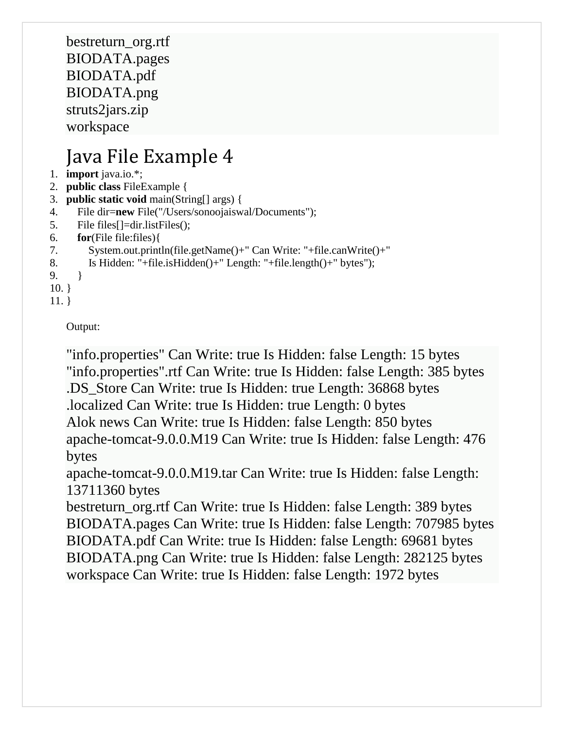```
bestreturn_org.rtf
BIODATA.pages
BIODATA.pdf
BIODATA.png
struts2jars.zip
workspace
```

# Java File Example 4

```java
import java.io.*;
public class FileExample {
public static void main(String[] args) {
    File dir=new File("/Users/sonoojaiswal/Documents");
    File files[]=dir.listFiles();
    for(File file:files){
        System.out.println(file.getName()+" Can Write: "+file.canWrite()+"
        Is Hidden: "+file.isHidden()+" Length: "+file.length()+" bytes");
    }
}
}
```

Output:

```
"info.properties" Can Write: true Is Hidden: false Length: 15 bytes
"info.properties".rtf Can Write: true Is Hidden: false Length: 385 bytes
.DS_Store Can Write: true Is Hidden: true Length: 36868 bytes
.localized Can Write: true Is Hidden: true Length: 0 bytes
Alok news Can Write: true Is Hidden: false Length: 850 bytes
apache-tomcat-9.0.0.M19 Can Write: true Is Hidden: false Length: 476 bytes
apache-tomcat-9.0.0.M19.tar Can Write: true Is Hidden: false Length: 13711360 bytes
bestreturn_org.rtf Can Write: true Is Hidden: false Length: 389 bytes
BIODATA.pages Can Write: true Is Hidden: false Length: 707985 bytes
BIODATA.pdf Can Write: true Is Hidden: false Length: 69681 bytes
BIODATA.png Can Write: true Is Hidden: false Length: 282125 bytes
workspace Can Write: true Is Hidden: false Length: 1972 bytes
```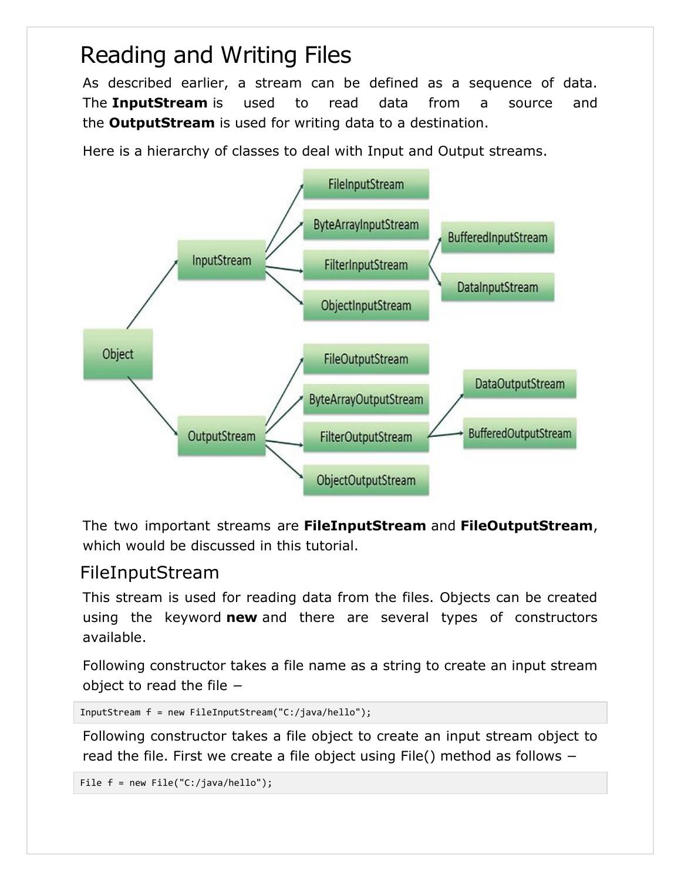# Reading and Writing Files

As described earlier, a stream can be defined as a sequence of data. The **InputStream** is used to read data from a source and the **OutputStream** is used for writing data to a destination.

Here is a hierarchy of classes to deal with Input and Output streams.

The two important streams are **FileInputStream** and **FileOutputStream**, which would be discussed in this tutorial.

## FileInputStream

This stream is used for reading data from the files. Objects can be created using the keyword **new** and there are several types of constructors available.

Following constructor takes a file name as a string to create an input stream object to read the file −

```
InputStream f = new FileInputStream("C:/java/hello");
```

Following constructor takes a file object to create an input stream object to read the file. First we create a file object using File() method as follows −

```
File f = new File("C:/java/hello");
```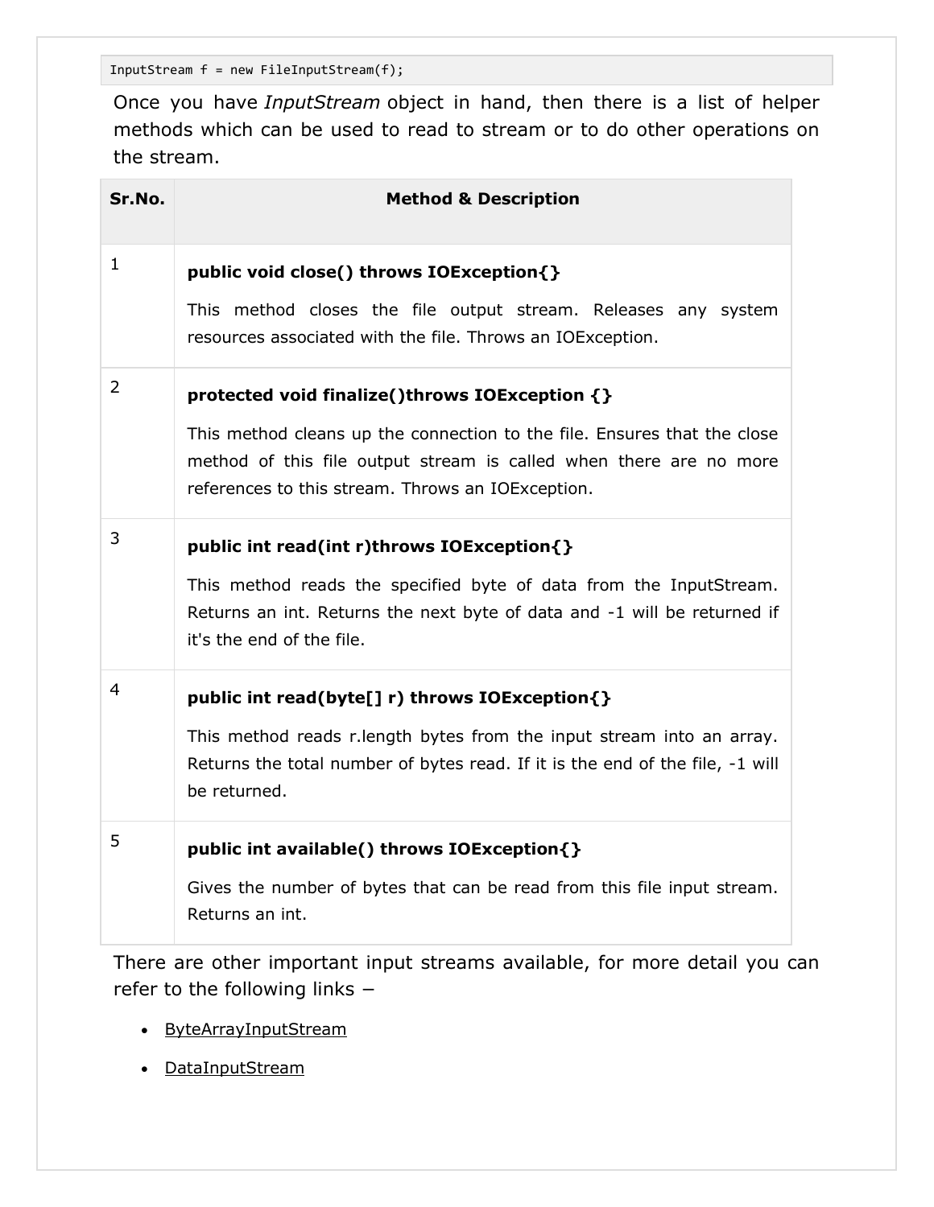```
InputStream f = new FileInputStream(f);
```

Once you have *InputStream* object in hand, then there is a list of helper methods which can be used to read to stream or to do other operations on the stream.

| Sr.No. | Method & Description |
|---|---|
| 1 | **public void close() throws IOException{}**<br>This method closes the file output stream. Releases any system resources associated with the file. Throws an IOException. |
| 2 | **protected void finalize()throws IOException {}**<br>This method cleans up the connection to the file. Ensures that the close method of this file output stream is called when there are no more references to this stream. Throws an IOException. |
| 3 | **public int read(int r)throws IOException{}**<br>This method reads the specified byte of data from the InputStream. Returns an int. Returns the next byte of data and -1 will be returned if it's the end of the file. |
| 4 | **public int read(byte[] r) throws IOException{}**<br>This method reads r.length bytes from the input stream into an array. Returns the total number of bytes read. If it is the end of the file, -1 will be returned. |
| 5 | **public int available() throws IOException{}**<br>Gives the number of bytes that can be read from this file input stream. Returns an int. |

There are other important input streams available, for more detail you can refer to the following links −

- ByteArrayInputStream
- DataInputStream